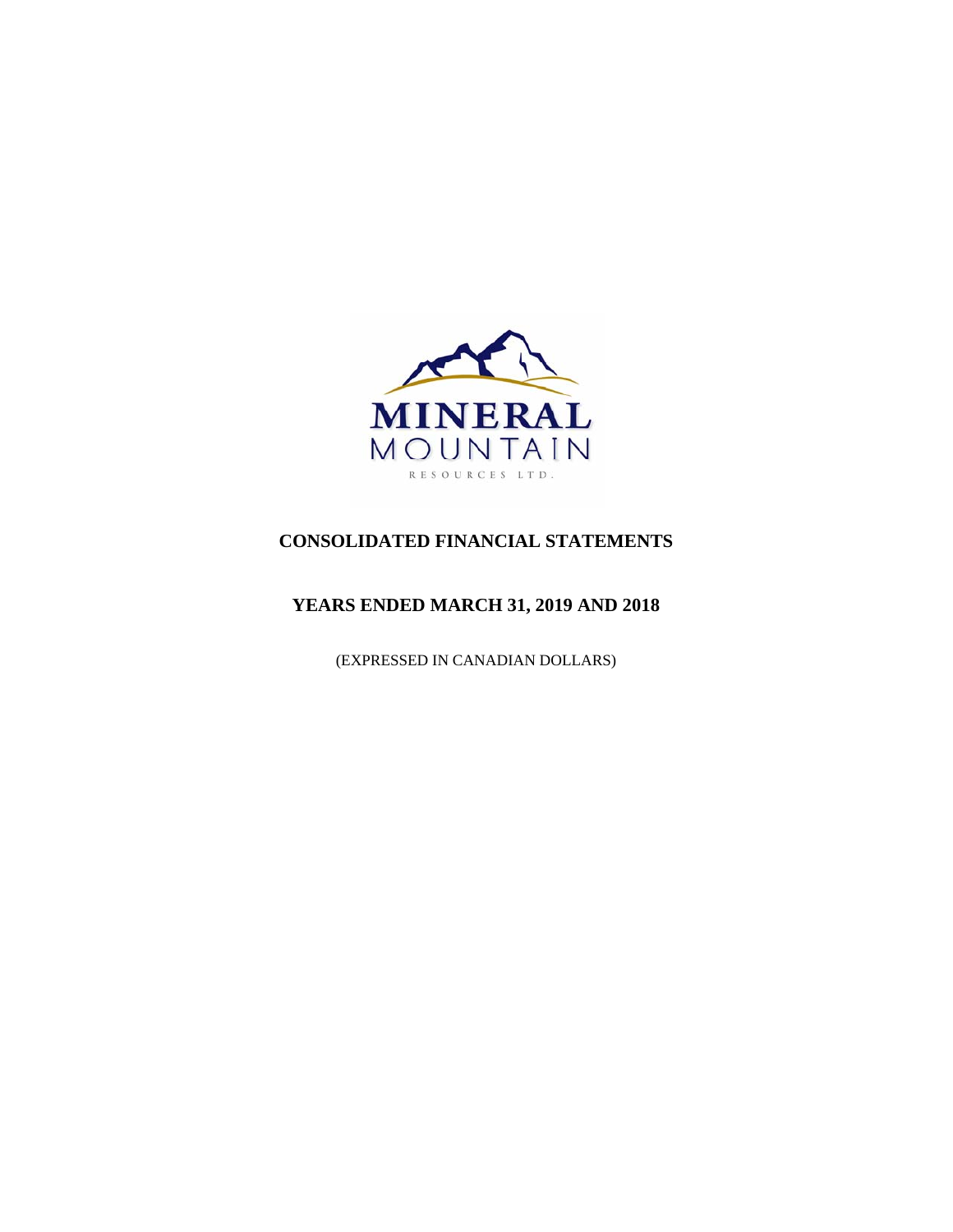MINERAL MOUNTAIN

RESOURCES LTD.

# CONSOLIDATED FINANCIAL STATEMENTS

## YEARS ENDED MARCH 31, 2019 AND 2018

(EXPRESSED IN CANADIAN DOLLARS)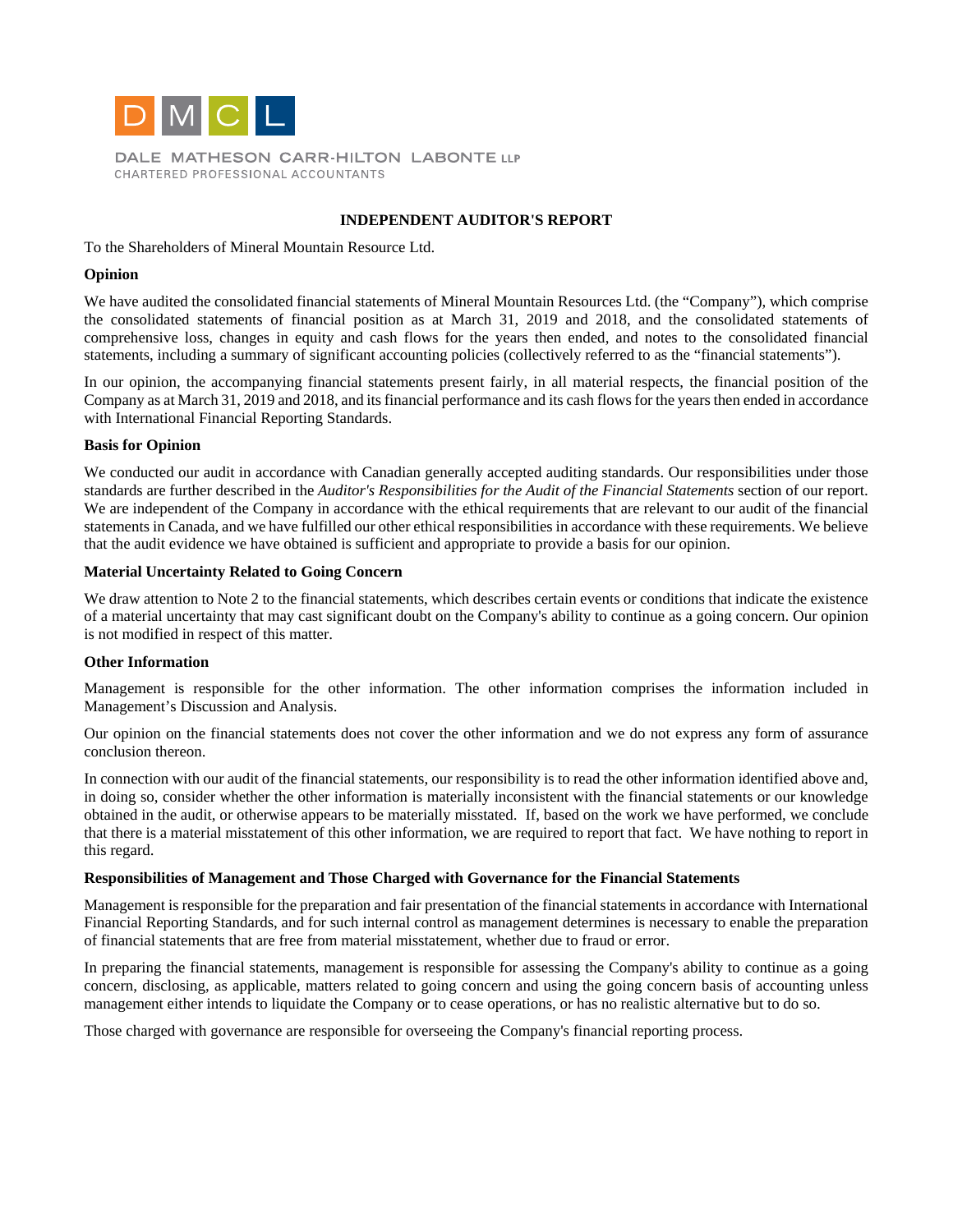DMCL

DALE MATHESON CARR-HILTON LABONTE LLP
CHARTERED PROFESSIONAL ACCOUNTANTS

**INDEPENDENT AUDITOR'S REPORT**

To the Shareholders of Mineral Mountain Resource Ltd.

**Opinion**

We have audited the consolidated financial statements of Mineral Mountain Resources Ltd. (the "Company"), which comprise the consolidated statements of financial position as at March 31, 2019 and 2018, and the consolidated statements of comprehensive loss, changes in equity and cash flows for the years then ended, and notes to the consolidated financial statements, including a summary of significant accounting policies (collectively referred to as the "financial statements").

In our opinion, the accompanying financial statements present fairly, in all material respects, the financial position of the Company as at March 31, 2019 and 2018, and its financial performance and its cash flows for the years then ended in accordance with International Financial Reporting Standards.

**Basis for Opinion**

We conducted our audit in accordance with Canadian generally accepted auditing standards. Our responsibilities under those standards are further described in the *Auditor's Responsibilities for the Audit of the Financial Statements* section of our report. We are independent of the Company in accordance with the ethical requirements that are relevant to our audit of the financial statements in Canada, and we have fulfilled our other ethical responsibilities in accordance with these requirements. We believe that the audit evidence we have obtained is sufficient and appropriate to provide a basis for our opinion.

**Material Uncertainty Related to Going Concern**

We draw attention to Note 2 to the financial statements, which describes certain events or conditions that indicate the existence of a material uncertainty that may cast significant doubt on the Company's ability to continue as a going concern. Our opinion is not modified in respect of this matter.

**Other Information**

Management is responsible for the other information. The other information comprises the information included in Management's Discussion and Analysis.

Our opinion on the financial statements does not cover the other information and we do not express any form of assurance conclusion thereon.

In connection with our audit of the financial statements, our responsibility is to read the other information identified above and, in doing so, consider whether the other information is materially inconsistent with the financial statements or our knowledge obtained in the audit, or otherwise appears to be materially misstated. If, based on the work we have performed, we conclude that there is a material misstatement of this other information, we are required to report that fact. We have nothing to report in this regard.

**Responsibilities of Management and Those Charged with Governance for the Financial Statements**

Management is responsible for the preparation and fair presentation of the financial statements in accordance with International Financial Reporting Standards, and for such internal control as management determines is necessary to enable the preparation of financial statements that are free from material misstatement, whether due to fraud or error.

In preparing the financial statements, management is responsible for assessing the Company's ability to continue as a going concern, disclosing, as applicable, matters related to going concern and using the going concern basis of accounting unless management either intends to liquidate the Company or to cease operations, or has no realistic alternative but to do so.

Those charged with governance are responsible for overseeing the Company's financial reporting process.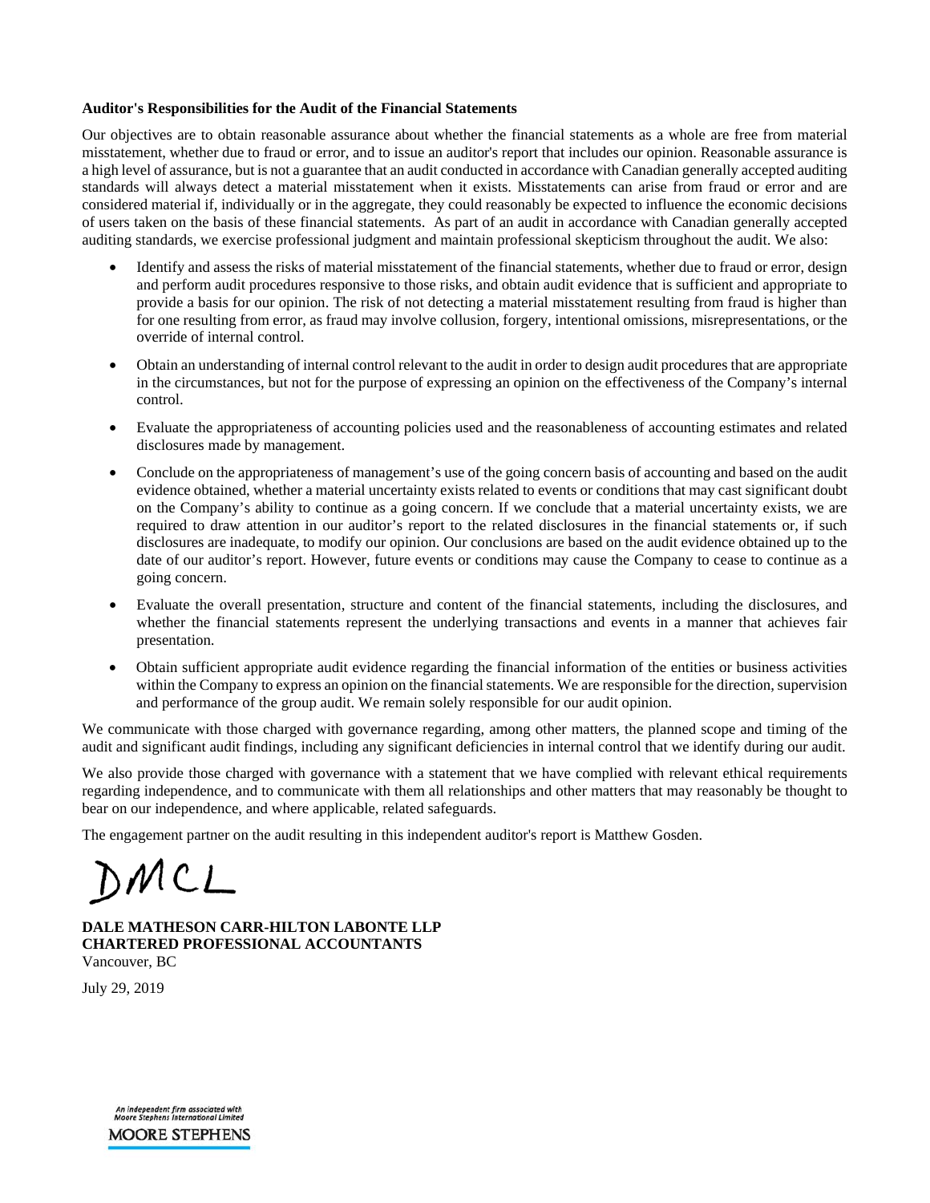**Auditor's Responsibilities for the Audit of the Financial Statements**

Our objectives are to obtain reasonable assurance about whether the financial statements as a whole are free from material misstatement, whether due to fraud or error, and to issue an auditor's report that includes our opinion. Reasonable assurance is a high level of assurance, but is not a guarantee that an audit conducted in accordance with Canadian generally accepted auditing standards will always detect a material misstatement when it exists. Misstatements can arise from fraud or error and are considered material if, individually or in the aggregate, they could reasonably be expected to influence the economic decisions of users taken on the basis of these financial statements. As part of an audit in accordance with Canadian generally accepted auditing standards, we exercise professional judgment and maintain professional skepticism throughout the audit. We also:

- Identify and assess the risks of material misstatement of the financial statements, whether due to fraud or error, design and perform audit procedures responsive to those risks, and obtain audit evidence that is sufficient and appropriate to provide a basis for our opinion. The risk of not detecting a material misstatement resulting from fraud is higher than for one resulting from error, as fraud may involve collusion, forgery, intentional omissions, misrepresentations, or the override of internal control.

- Obtain an understanding of internal control relevant to the audit in order to design audit procedures that are appropriate in the circumstances, but not for the purpose of expressing an opinion on the effectiveness of the Company's internal control.

- Evaluate the appropriateness of accounting policies used and the reasonableness of accounting estimates and related disclosures made by management.

- Conclude on the appropriateness of management's use of the going concern basis of accounting and based on the audit evidence obtained, whether a material uncertainty exists related to events or conditions that may cast significant doubt on the Company's ability to continue as a going concern. If we conclude that a material uncertainty exists, we are required to draw attention in our auditor's report to the related disclosures in the financial statements or, if such disclosures are inadequate, to modify our opinion. Our conclusions are based on the audit evidence obtained up to the date of our auditor's report. However, future events or conditions may cause the Company to cease to continue as a going concern.

- Evaluate the overall presentation, structure and content of the financial statements, including the disclosures, and whether the financial statements represent the underlying transactions and events in a manner that achieves fair presentation.

- Obtain sufficient appropriate audit evidence regarding the financial information of the entities or business activities within the Company to express an opinion on the financial statements. We are responsible for the direction, supervision and performance of the group audit. We remain solely responsible for our audit opinion.

We communicate with those charged with governance regarding, among other matters, the planned scope and timing of the audit and significant audit findings, including any significant deficiencies in internal control that we identify during our audit.

We also provide those charged with governance with a statement that we have complied with relevant ethical requirements regarding independence, and to communicate with them all relationships and other matters that may reasonably be thought to bear on our independence, and where applicable, related safeguards.

The engagement partner on the audit resulting in this independent auditor's report is Matthew Gosden.

DMCL

**DALE MATHESON CARR-HILTON LABONTE LLP**
**CHARTERED PROFESSIONAL ACCOUNTANTS**
Vancouver, BC

July 29, 2019

An independent firm associated with Moore Stephens International Limited
MOORE STEPHENS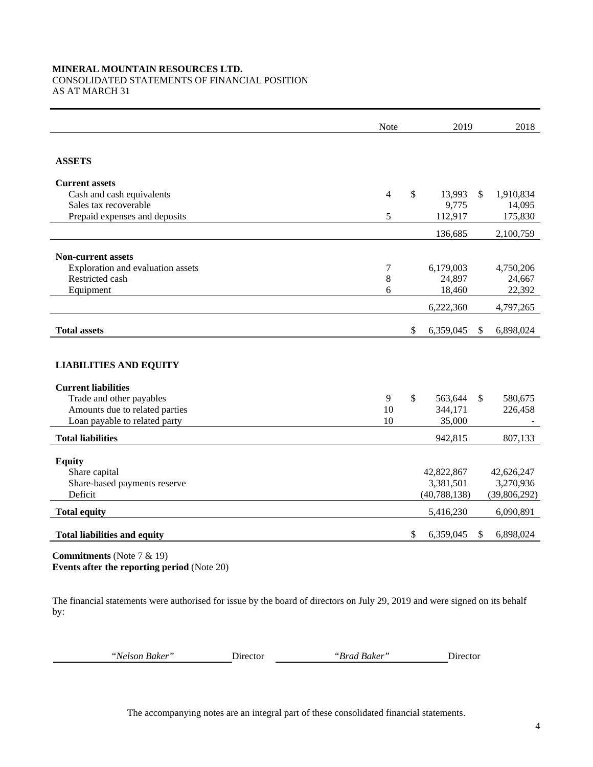**MINERAL MOUNTAIN RESOURCES LTD.**
CONSOLIDATED STATEMENTS OF FINANCIAL POSITION
AS AT MARCH 31

| | Note | 2019 | 2018 |
|---|---|---|---|
| **ASSETS** | | | |
| **Current assets** | | | |
| Cash and cash equivalents | 4 | $ 13,993 | $ 1,910,834 |
| Sales tax recoverable | | 9,775 | 14,095 |
| Prepaid expenses and deposits | 5 | 112,917 | 175,830 |
| | | 136,685 | 2,100,759 |
| **Non-current assets** | | | |
| Exploration and evaluation assets | 7 | 6,179,003 | 4,750,206 |
| Restricted cash | 8 | 24,897 | 24,667 |
| Equipment | 6 | 18,460 | 22,392 |
| | | 6,222,360 | 4,797,265 |
| **Total assets** | | $ 6,359,045 | $ 6,898,024 |
| **LIABILITIES AND EQUITY** | | | |
| **Current liabilities** | | | |
| Trade and other payables | 9 | $ 563,644 | $ 580,675 |
| Amounts due to related parties | 10 | 344,171 | 226,458 |
| Loan payable to related party | 10 | 35,000 | - |
| **Total liabilities** | | 942,815 | 807,133 |
| **Equity** | | | |
| Share capital | | 42,822,867 | 42,626,247 |
| Share-based payments reserve | | 3,381,501 | 3,270,936 |
| Deficit | | (40,788,138) | (39,806,292) |
| **Total equity** | | 5,416,230 | 6,090,891 |
| **Total liabilities and equity** | | $ 6,359,045 | $ 6,898,024 |

**Commitments** (Note 7 & 19)
**Events after the reporting period** (Note 20)

The financial statements were authorised for issue by the board of directors on July 29, 2019 and were signed on its behalf by:

*"Nelson Baker"* Director *"Brad Baker"* Director

The accompanying notes are an integral part of these consolidated financial statements.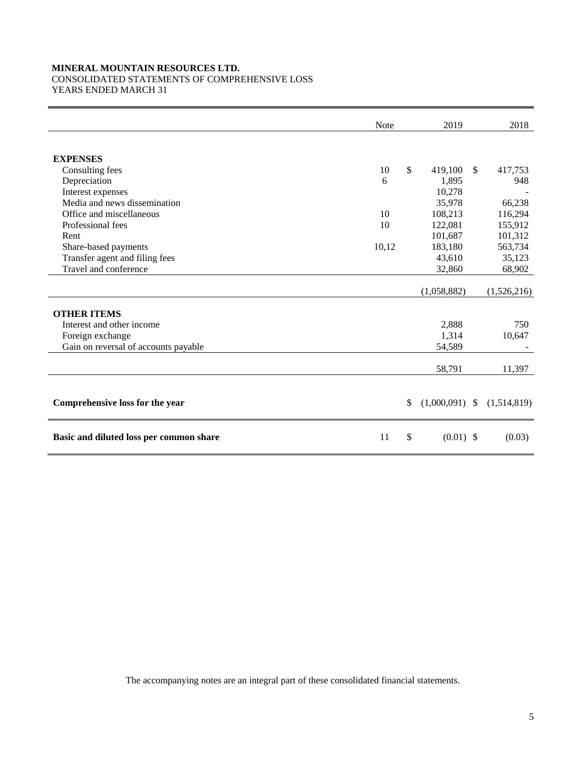**MINERAL MOUNTAIN RESOURCES LTD.**
CONSOLIDATED STATEMENTS OF COMPREHENSIVE LOSS
YEARS ENDED MARCH 31

| | Note | 2019 | 2018 |
|---|---|---|---|
| **EXPENSES** | | | |
| Consulting fees | 10 | $ 419,100 | $ 417,753 |
| Depreciation | 6 | 1,895 | 948 |
| Interest expenses | | 10,278 | - |
| Media and news dissemination | | 35,978 | 66,238 |
| Office and miscellaneous | 10 | 108,213 | 116,294 |
| Professional fees | 10 | 122,081 | 155,912 |
| Rent | | 101,687 | 101,312 |
| Share-based payments | 10,12 | 183,180 | 563,734 |
| Transfer agent and filing fees | | 43,610 | 35,123 |
| Travel and conference | | 32,860 | 68,902 |
| | | (1,058,882) | (1,526,216) |
| **OTHER ITEMS** | | | |
| Interest and other income | | 2,888 | 750 |
| Foreign exchange | | 1,314 | 10,647 |
| Gain on reversal of accounts payable | | 54,589 | - |
| | | 58,791 | 11,397 |
| **Comprehensive loss for the year** | | $ (1,000,091) | $ (1,514,819) |
| **Basic and diluted loss per common share** | 11 | $ (0.01) | $ (0.03) |

The accompanying notes are an integral part of these consolidated financial statements.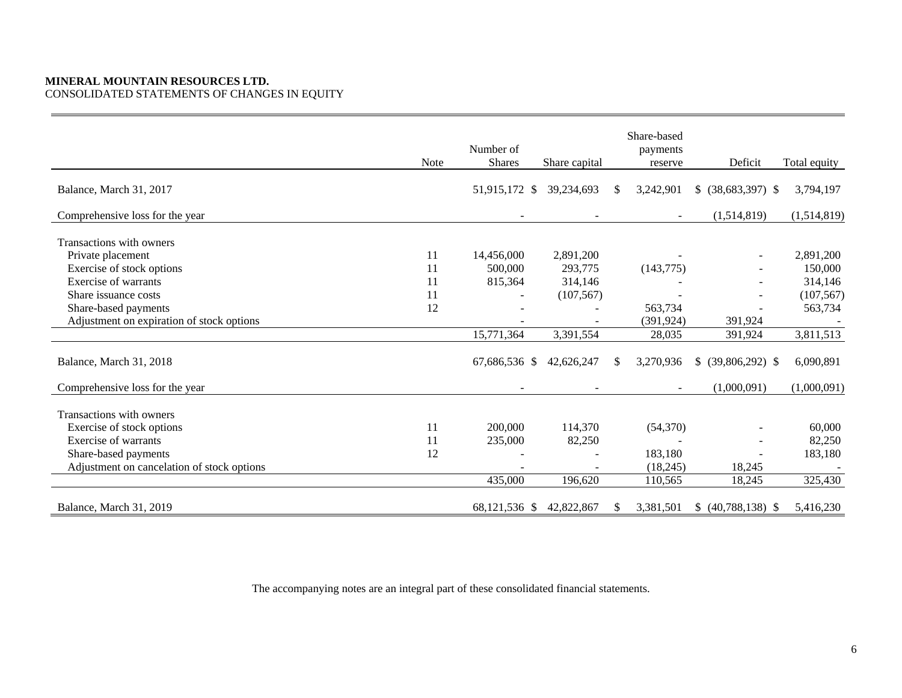**MINERAL MOUNTAIN RESOURCES LTD.**
CONSOLIDATED STATEMENTS OF CHANGES IN EQUITY

| | Note | Number of Shares | Share capital | Share-based payments reserve | Deficit | Total equity |
|---|---|---|---|---|---|---|
| Balance, March 31, 2017 | | 51,915,172 | $ 39,234,693 | $ 3,242,901 | $ (38,683,397) | $ 3,794,197 |
| Comprehensive loss for the year | | - | - | - | (1,514,819) | (1,514,819) |
| Transactions with owners | | | | | | |
| Private placement | 11 | 14,456,000 | 2,891,200 | - | - | 2,891,200 |
| Exercise of stock options | 11 | 500,000 | 293,775 | (143,775) | - | 150,000 |
| Exercise of warrants | 11 | 815,364 | 314,146 | - | - | 314,146 |
| Share issuance costs | 11 | - | (107,567) | - | - | (107,567) |
| Share-based payments | 12 | - | - | 563,734 | - | 563,734 |
| Adjustment on expiration of stock options | | - | - | (391,924) | 391,924 | - |
| | | 15,771,364 | 3,391,554 | 28,035 | 391,924 | 3,811,513 |
| Balance, March 31, 2018 | | 67,686,536 | $ 42,626,247 | $ 3,270,936 | $ (39,806,292) | $ 6,090,891 |
| Comprehensive loss for the year | | - | - | - | (1,000,091) | (1,000,091) |
| Transactions with owners | | | | | | |
| Exercise of stock options | 11 | 200,000 | 114,370 | (54,370) | - | 60,000 |
| Exercise of warrants | 11 | 235,000 | 82,250 | - | - | 82,250 |
| Share-based payments | 12 | - | - | 183,180 | - | 183,180 |
| Adjustment on cancelation of stock options | | - | - | (18,245) | 18,245 | - |
| | | 435,000 | 196,620 | 110,565 | 18,245 | 325,430 |
| Balance, March 31, 2019 | | 68,121,536 | $ 42,822,867 | $ 3,381,501 | $ (40,788,138) | $ 5,416,230 |

The accompanying notes are an integral part of these consolidated financial statements.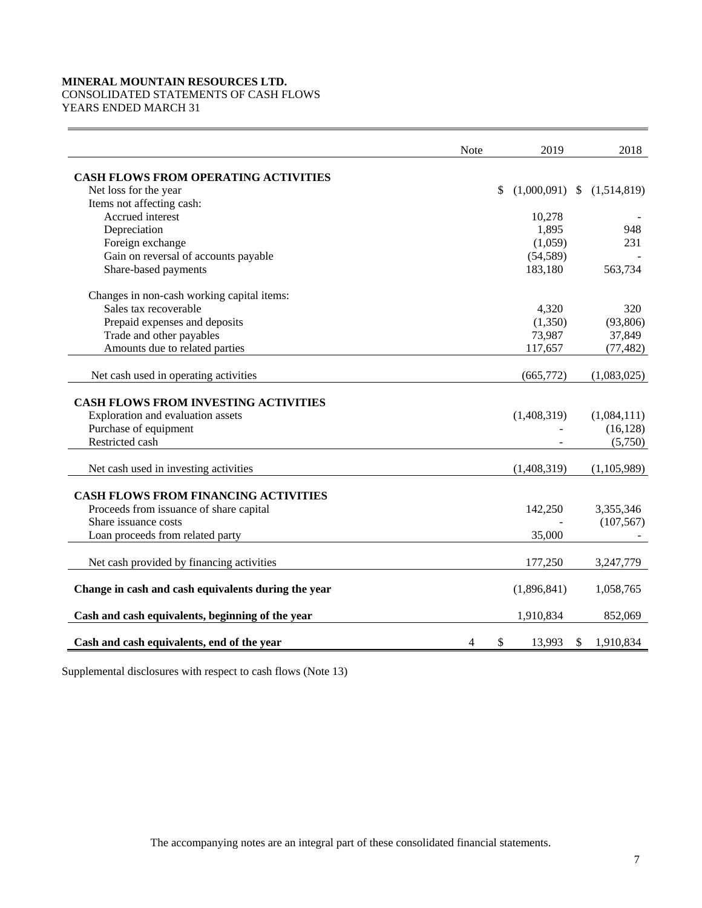**MINERAL MOUNTAIN RESOURCES LTD.**
CONSOLIDATED STATEMENTS OF CASH FLOWS
YEARS ENDED MARCH 31

| | Note | 2019 | 2018 |
|---|---|---|---|
| **CASH FLOWS FROM OPERATING ACTIVITIES** | | | |
| Net loss for the year | | $ (1,000,091) | $ (1,514,819) |
| Items not affecting cash: | | | |
| Accrued interest | | 10,278 | - |
| Depreciation | | 1,895 | 948 |
| Foreign exchange | | (1,059) | 231 |
| Gain on reversal of accounts payable | | (54,589) | - |
| Share-based payments | | 183,180 | 563,734 |
| Changes in non-cash working capital items: | | | |
| Sales tax recoverable | | 4,320 | 320 |
| Prepaid expenses and deposits | | (1,350) | (93,806) |
| Trade and other payables | | 73,987 | 37,849 |
| Amounts due to related parties | | 117,657 | (77,482) |
| Net cash used in operating activities | | (665,772) | (1,083,025) |
| **CASH FLOWS FROM INVESTING ACTIVITIES** | | | |
| Exploration and evaluation assets | | (1,408,319) | (1,084,111) |
| Purchase of equipment | | - | (16,128) |
| Restricted cash | | - | (5,750) |
| Net cash used in investing activities | | (1,408,319) | (1,105,989) |
| **CASH FLOWS FROM FINANCING ACTIVITIES** | | | |
| Proceeds from issuance of share capital | | 142,250 | 3,355,346 |
| Share issuance costs | | - | (107,567) |
| Loan proceeds from related party | | 35,000 | - |
| Net cash provided by financing activities | | 177,250 | 3,247,779 |
| **Change in cash and cash equivalents during the year** | | (1,896,841) | 1,058,765 |
| **Cash and cash equivalents, beginning of the year** | | 1,910,834 | 852,069 |
| **Cash and cash equivalents, end of the year** | 4 | $ 13,993 | $ 1,910,834 |

Supplemental disclosures with respect to cash flows (Note 13)

The accompanying notes are an integral part of these consolidated financial statements.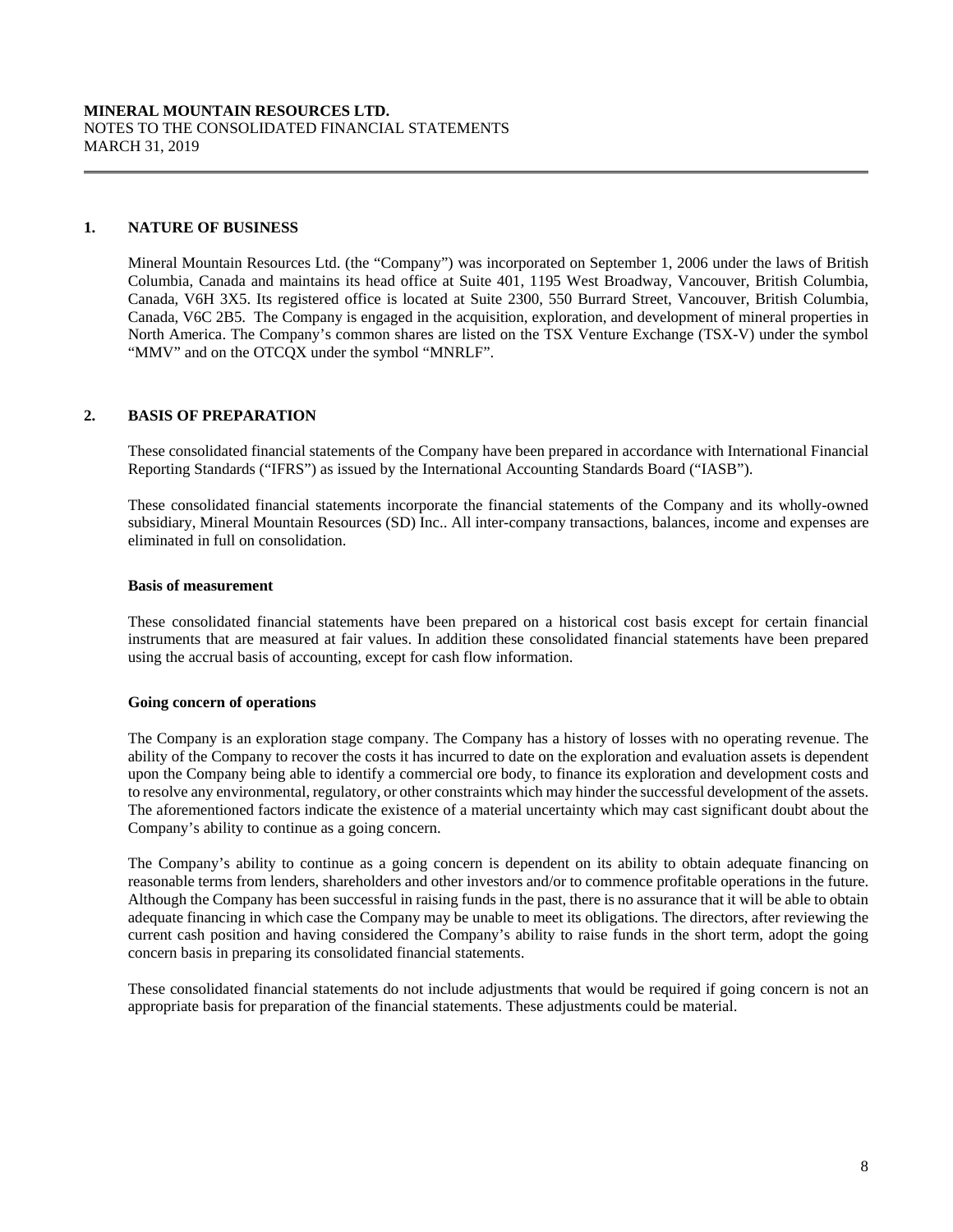## 1. NATURE OF BUSINESS

Mineral Mountain Resources Ltd. (the "Company") was incorporated on September 1, 2006 under the laws of British Columbia, Canada and maintains its head office at Suite 401, 1195 West Broadway, Vancouver, British Columbia, Canada, V6H 3X5. Its registered office is located at Suite 2300, 550 Burrard Street, Vancouver, British Columbia, Canada, V6C 2B5. The Company is engaged in the acquisition, exploration, and development of mineral properties in North America. The Company's common shares are listed on the TSX Venture Exchange (TSX-V) under the symbol "MMV" and on the OTCQX under the symbol "MNRLF".

## 2. BASIS OF PREPARATION

These consolidated financial statements of the Company have been prepared in accordance with International Financial Reporting Standards ("IFRS") as issued by the International Accounting Standards Board ("IASB").

These consolidated financial statements incorporate the financial statements of the Company and its wholly-owned subsidiary, Mineral Mountain Resources (SD) Inc.. All inter-company transactions, balances, income and expenses are eliminated in full on consolidation.

### Basis of measurement

These consolidated financial statements have been prepared on a historical cost basis except for certain financial instruments that are measured at fair values. In addition these consolidated financial statements have been prepared using the accrual basis of accounting, except for cash flow information.

### Going concern of operations

The Company is an exploration stage company. The Company has a history of losses with no operating revenue. The ability of the Company to recover the costs it has incurred to date on the exploration and evaluation assets is dependent upon the Company being able to identify a commercial ore body, to finance its exploration and development costs and to resolve any environmental, regulatory, or other constraints which may hinder the successful development of the assets. The aforementioned factors indicate the existence of a material uncertainty which may cast significant doubt about the Company's ability to continue as a going concern.

The Company's ability to continue as a going concern is dependent on its ability to obtain adequate financing on reasonable terms from lenders, shareholders and other investors and/or to commence profitable operations in the future. Although the Company has been successful in raising funds in the past, there is no assurance that it will be able to obtain adequate financing in which case the Company may be unable to meet its obligations. The directors, after reviewing the current cash position and having considered the Company's ability to raise funds in the short term, adopt the going concern basis in preparing its consolidated financial statements.

These consolidated financial statements do not include adjustments that would be required if going concern is not an appropriate basis for preparation of the financial statements. These adjustments could be material.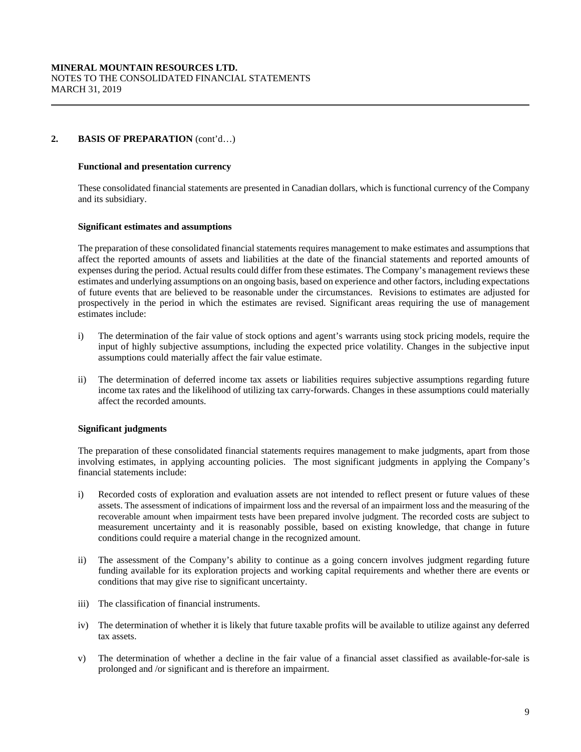## 2. BASIS OF PREPARATION (cont'd…)

### Functional and presentation currency

These consolidated financial statements are presented in Canadian dollars, which is functional currency of the Company and its subsidiary.

### Significant estimates and assumptions

The preparation of these consolidated financial statements requires management to make estimates and assumptions that affect the reported amounts of assets and liabilities at the date of the financial statements and reported amounts of expenses during the period. Actual results could differ from these estimates. The Company's management reviews these estimates and underlying assumptions on an ongoing basis, based on experience and other factors, including expectations of future events that are believed to be reasonable under the circumstances. Revisions to estimates are adjusted for prospectively in the period in which the estimates are revised. Significant areas requiring the use of management estimates include:

i) The determination of the fair value of stock options and agent's warrants using stock pricing models, require the input of highly subjective assumptions, including the expected price volatility. Changes in the subjective input assumptions could materially affect the fair value estimate.

ii) The determination of deferred income tax assets or liabilities requires subjective assumptions regarding future income tax rates and the likelihood of utilizing tax carry-forwards. Changes in these assumptions could materially affect the recorded amounts.

### Significant judgments

The preparation of these consolidated financial statements requires management to make judgments, apart from those involving estimates, in applying accounting policies. The most significant judgments in applying the Company's financial statements include:

i) Recorded costs of exploration and evaluation assets are not intended to reflect present or future values of these assets. The assessment of indications of impairment loss and the reversal of an impairment loss and the measuring of the recoverable amount when impairment tests have been prepared involve judgment. The recorded costs are subject to measurement uncertainty and it is reasonably possible, based on existing knowledge, that change in future conditions could require a material change in the recognized amount.

ii) The assessment of the Company's ability to continue as a going concern involves judgment regarding future funding available for its exploration projects and working capital requirements and whether there are events or conditions that may give rise to significant uncertainty.

iii) The classification of financial instruments.

iv) The determination of whether it is likely that future taxable profits will be available to utilize against any deferred tax assets.

v) The determination of whether a decline in the fair value of a financial asset classified as available-for-sale is prolonged and /or significant and is therefore an impairment.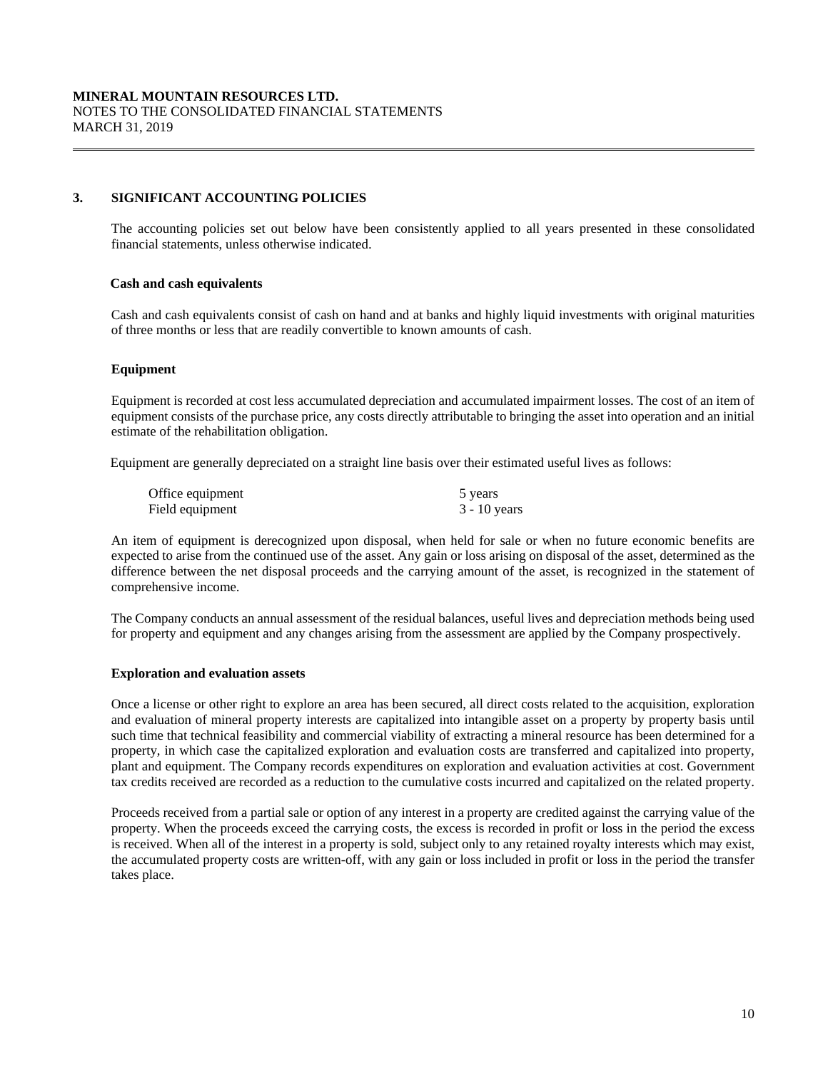## 3. SIGNIFICANT ACCOUNTING POLICIES

The accounting policies set out below have been consistently applied to all years presented in these consolidated financial statements, unless otherwise indicated.

### Cash and cash equivalents

Cash and cash equivalents consist of cash on hand and at banks and highly liquid investments with original maturities of three months or less that are readily convertible to known amounts of cash.

### Equipment

Equipment is recorded at cost less accumulated depreciation and accumulated impairment losses. The cost of an item of equipment consists of the purchase price, any costs directly attributable to bringing the asset into operation and an initial estimate of the rehabilitation obligation.

Equipment are generally depreciated on a straight line basis over their estimated useful lives as follows:

| | |
|---|---|
| Office equipment | 5 years |
| Field equipment | 3 - 10 years |

An item of equipment is derecognized upon disposal, when held for sale or when no future economic benefits are expected to arise from the continued use of the asset. Any gain or loss arising on disposal of the asset, determined as the difference between the net disposal proceeds and the carrying amount of the asset, is recognized in the statement of comprehensive income.

The Company conducts an annual assessment of the residual balances, useful lives and depreciation methods being used for property and equipment and any changes arising from the assessment are applied by the Company prospectively.

### Exploration and evaluation assets

Once a license or other right to explore an area has been secured, all direct costs related to the acquisition, exploration and evaluation of mineral property interests are capitalized into intangible asset on a property by property basis until such time that technical feasibility and commercial viability of extracting a mineral resource has been determined for a property, in which case the capitalized exploration and evaluation costs are transferred and capitalized into property, plant and equipment. The Company records expenditures on exploration and evaluation activities at cost. Government tax credits received are recorded as a reduction to the cumulative costs incurred and capitalized on the related property.

Proceeds received from a partial sale or option of any interest in a property are credited against the carrying value of the property. When the proceeds exceed the carrying costs, the excess is recorded in profit or loss in the period the excess is received. When all of the interest in a property is sold, subject only to any retained royalty interests which may exist, the accumulated property costs are written-off, with any gain or loss included in profit or loss in the period the transfer takes place.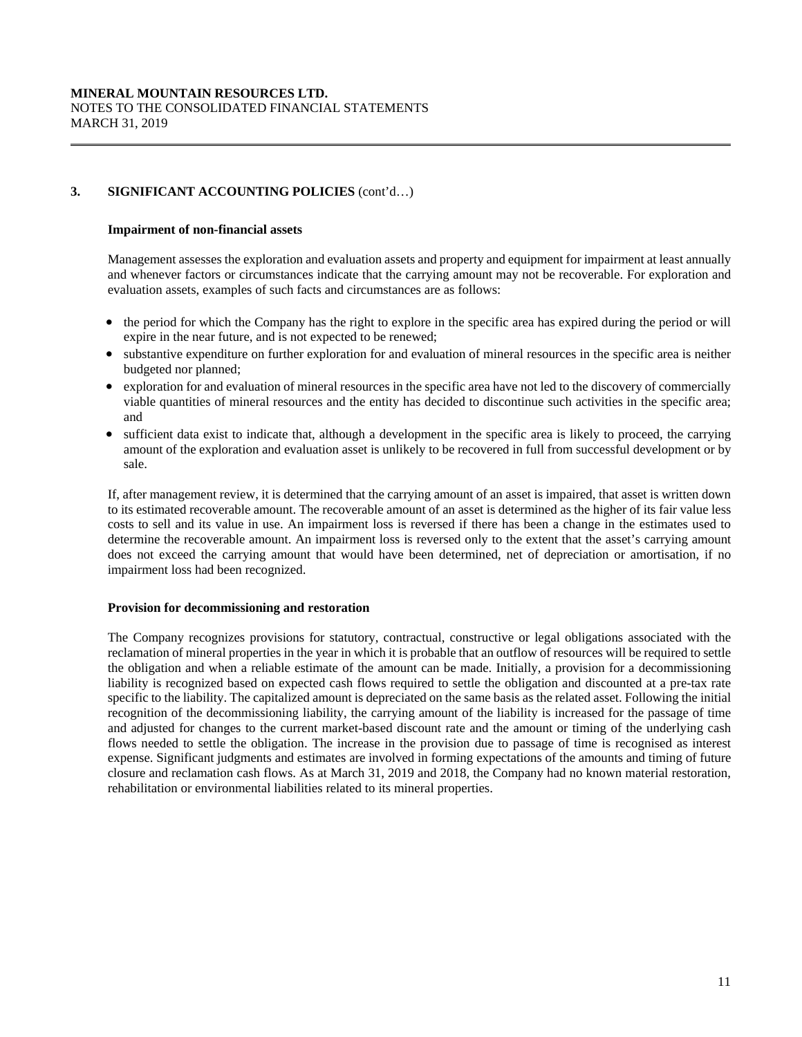## 3. SIGNIFICANT ACCOUNTING POLICIES (cont'd…)

### Impairment of non-financial assets

Management assesses the exploration and evaluation assets and property and equipment for impairment at least annually and whenever factors or circumstances indicate that the carrying amount may not be recoverable. For exploration and evaluation assets, examples of such facts and circumstances are as follows:

- the period for which the Company has the right to explore in the specific area has expired during the period or will expire in the near future, and is not expected to be renewed;
- substantive expenditure on further exploration for and evaluation of mineral resources in the specific area is neither budgeted nor planned;
- exploration for and evaluation of mineral resources in the specific area have not led to the discovery of commercially viable quantities of mineral resources and the entity has decided to discontinue such activities in the specific area; and
- sufficient data exist to indicate that, although a development in the specific area is likely to proceed, the carrying amount of the exploration and evaluation asset is unlikely to be recovered in full from successful development or by sale.

If, after management review, it is determined that the carrying amount of an asset is impaired, that asset is written down to its estimated recoverable amount. The recoverable amount of an asset is determined as the higher of its fair value less costs to sell and its value in use. An impairment loss is reversed if there has been a change in the estimates used to determine the recoverable amount. An impairment loss is reversed only to the extent that the asset's carrying amount does not exceed the carrying amount that would have been determined, net of depreciation or amortisation, if no impairment loss had been recognized.

### Provision for decommissioning and restoration

The Company recognizes provisions for statutory, contractual, constructive or legal obligations associated with the reclamation of mineral properties in the year in which it is probable that an outflow of resources will be required to settle the obligation and when a reliable estimate of the amount can be made. Initially, a provision for a decommissioning liability is recognized based on expected cash flows required to settle the obligation and discounted at a pre-tax rate specific to the liability. The capitalized amount is depreciated on the same basis as the related asset. Following the initial recognition of the decommissioning liability, the carrying amount of the liability is increased for the passage of time and adjusted for changes to the current market-based discount rate and the amount or timing of the underlying cash flows needed to settle the obligation. The increase in the provision due to passage of time is recognised as interest expense. Significant judgments and estimates are involved in forming expectations of the amounts and timing of future closure and reclamation cash flows. As at March 31, 2019 and 2018, the Company had no known material restoration, rehabilitation or environmental liabilities related to its mineral properties.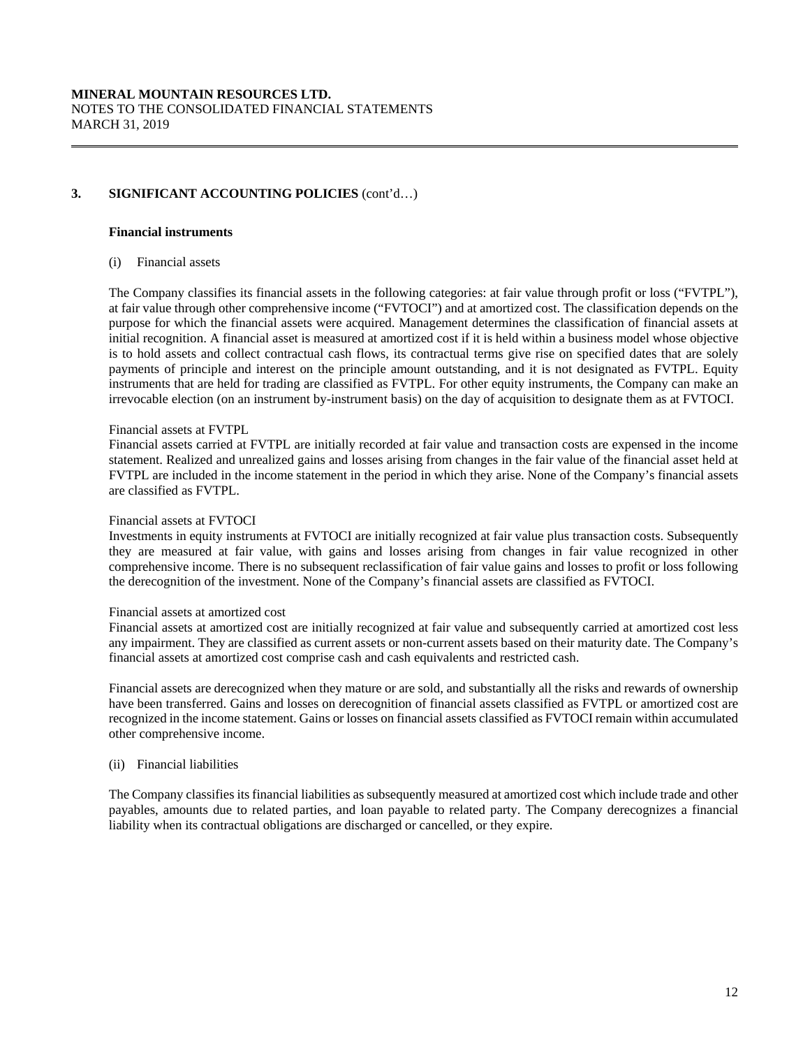## 3. SIGNIFICANT ACCOUNTING POLICIES (cont'd…)

### Financial instruments

(i) Financial assets

The Company classifies its financial assets in the following categories: at fair value through profit or loss ("FVTPL"), at fair value through other comprehensive income ("FVTOCI") and at amortized cost. The classification depends on the purpose for which the financial assets were acquired. Management determines the classification of financial assets at initial recognition. A financial asset is measured at amortized cost if it is held within a business model whose objective is to hold assets and collect contractual cash flows, its contractual terms give rise on specified dates that are solely payments of principle and interest on the principle amount outstanding, and it is not designated as FVTPL. Equity instruments that are held for trading are classified as FVTPL. For other equity instruments, the Company can make an irrevocable election (on an instrument by-instrument basis) on the day of acquisition to designate them as at FVTOCI.

Financial assets at FVTPL
Financial assets carried at FVTPL are initially recorded at fair value and transaction costs are expensed in the income statement. Realized and unrealized gains and losses arising from changes in the fair value of the financial asset held at FVTPL are included in the income statement in the period in which they arise. None of the Company's financial assets are classified as FVTPL.

Financial assets at FVTOCI
Investments in equity instruments at FVTOCI are initially recognized at fair value plus transaction costs. Subsequently they are measured at fair value, with gains and losses arising from changes in fair value recognized in other comprehensive income. There is no subsequent reclassification of fair value gains and losses to profit or loss following the derecognition of the investment. None of the Company's financial assets are classified as FVTOCI.

Financial assets at amortized cost
Financial assets at amortized cost are initially recognized at fair value and subsequently carried at amortized cost less any impairment. They are classified as current assets or non-current assets based on their maturity date. The Company's financial assets at amortized cost comprise cash and cash equivalents and restricted cash.

Financial assets are derecognized when they mature or are sold, and substantially all the risks and rewards of ownership have been transferred. Gains and losses on derecognition of financial assets classified as FVTPL or amortized cost are recognized in the income statement. Gains or losses on financial assets classified as FVTOCI remain within accumulated other comprehensive income.

(ii) Financial liabilities

The Company classifies its financial liabilities as subsequently measured at amortized cost which include trade and other payables, amounts due to related parties, and loan payable to related party. The Company derecognizes a financial liability when its contractual obligations are discharged or cancelled, or they expire.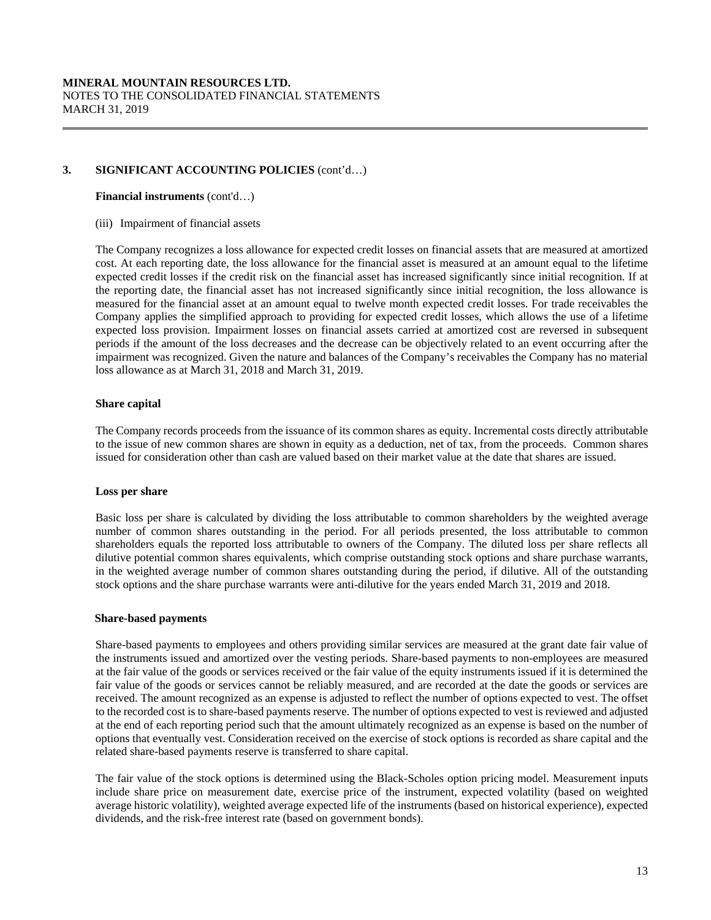## 3. SIGNIFICANT ACCOUNTING POLICIES (cont'd…)

**Financial instruments** (cont'd…)

(iii) Impairment of financial assets

The Company recognizes a loss allowance for expected credit losses on financial assets that are measured at amortized cost. At each reporting date, the loss allowance for the financial asset is measured at an amount equal to the lifetime expected credit losses if the credit risk on the financial asset has increased significantly since initial recognition. If at the reporting date, the financial asset has not increased significantly since initial recognition, the loss allowance is measured for the financial asset at an amount equal to twelve month expected credit losses. For trade receivables the Company applies the simplified approach to providing for expected credit losses, which allows the use of a lifetime expected loss provision. Impairment losses on financial assets carried at amortized cost are reversed in subsequent periods if the amount of the loss decreases and the decrease can be objectively related to an event occurring after the impairment was recognized. Given the nature and balances of the Company's receivables the Company has no material loss allowance as at March 31, 2018 and March 31, 2019.

**Share capital**

The Company records proceeds from the issuance of its common shares as equity. Incremental costs directly attributable to the issue of new common shares are shown in equity as a deduction, net of tax, from the proceeds. Common shares issued for consideration other than cash are valued based on their market value at the date that shares are issued.

**Loss per share**

Basic loss per share is calculated by dividing the loss attributable to common shareholders by the weighted average number of common shares outstanding in the period. For all periods presented, the loss attributable to common shareholders equals the reported loss attributable to owners of the Company. The diluted loss per share reflects all dilutive potential common shares equivalents, which comprise outstanding stock options and share purchase warrants, in the weighted average number of common shares outstanding during the period, if dilutive. All of the outstanding stock options and the share purchase warrants were anti-dilutive for the years ended March 31, 2019 and 2018.

**Share-based payments**

Share-based payments to employees and others providing similar services are measured at the grant date fair value of the instruments issued and amortized over the vesting periods. Share-based payments to non-employees are measured at the fair value of the goods or services received or the fair value of the equity instruments issued if it is determined the fair value of the goods or services cannot be reliably measured, and are recorded at the date the goods or services are received. The amount recognized as an expense is adjusted to reflect the number of options expected to vest. The offset to the recorded cost is to share-based payments reserve. The number of options expected to vest is reviewed and adjusted at the end of each reporting period such that the amount ultimately recognized as an expense is based on the number of options that eventually vest. Consideration received on the exercise of stock options is recorded as share capital and the related share-based payments reserve is transferred to share capital.

The fair value of the stock options is determined using the Black-Scholes option pricing model. Measurement inputs include share price on measurement date, exercise price of the instrument, expected volatility (based on weighted average historic volatility), weighted average expected life of the instruments (based on historical experience), expected dividends, and the risk-free interest rate (based on government bonds).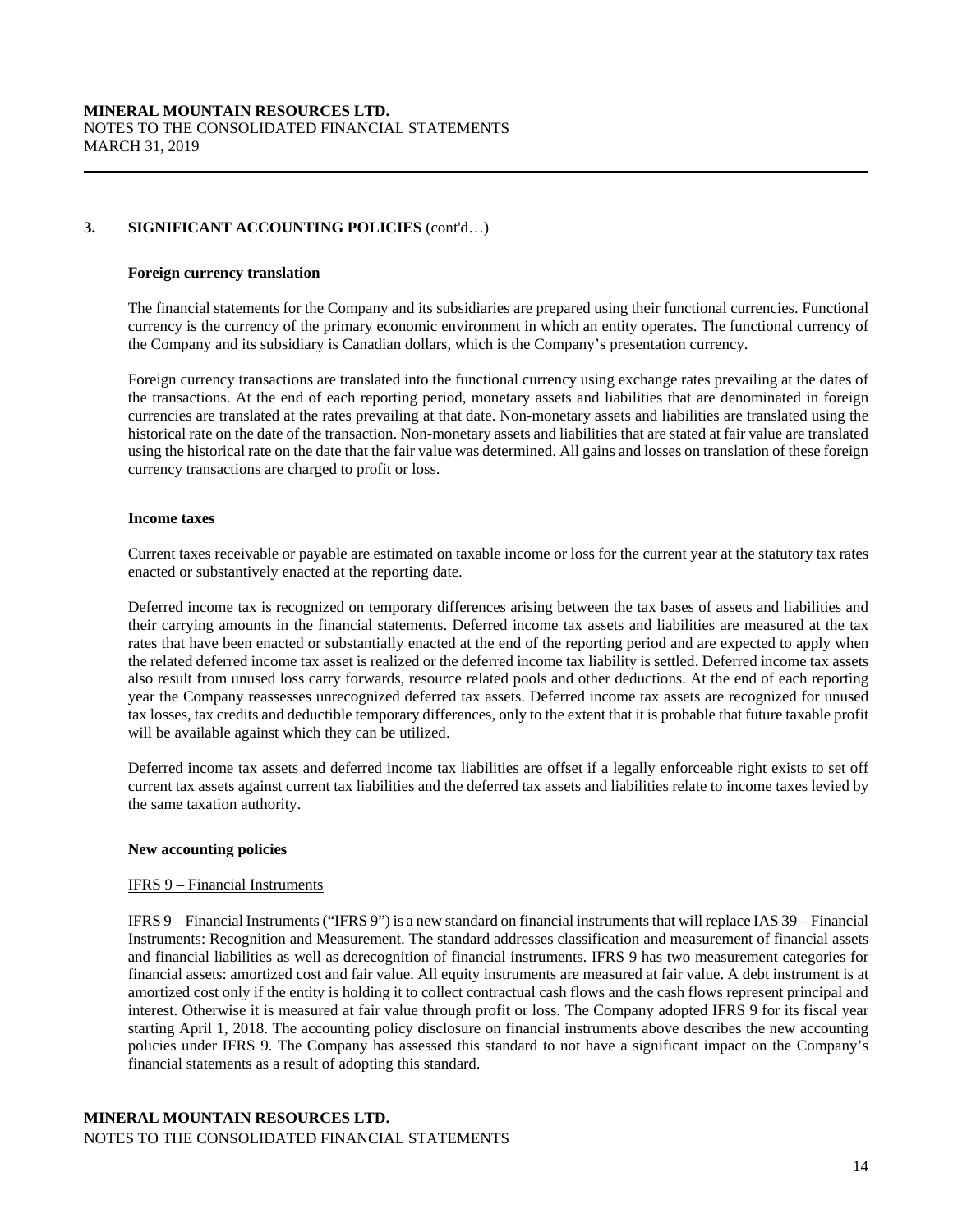## 3. SIGNIFICANT ACCOUNTING POLICIES (cont'd…)

**Foreign currency translation**

The financial statements for the Company and its subsidiaries are prepared using their functional currencies. Functional currency is the currency of the primary economic environment in which an entity operates. The functional currency of the Company and its subsidiary is Canadian dollars, which is the Company's presentation currency.

Foreign currency transactions are translated into the functional currency using exchange rates prevailing at the dates of the transactions. At the end of each reporting period, monetary assets and liabilities that are denominated in foreign currencies are translated at the rates prevailing at that date. Non-monetary assets and liabilities are translated using the historical rate on the date of the transaction. Non-monetary assets and liabilities that are stated at fair value are translated using the historical rate on the date that the fair value was determined. All gains and losses on translation of these foreign currency transactions are charged to profit or loss.

**Income taxes**

Current taxes receivable or payable are estimated on taxable income or loss for the current year at the statutory tax rates enacted or substantively enacted at the reporting date.

Deferred income tax is recognized on temporary differences arising between the tax bases of assets and liabilities and their carrying amounts in the financial statements. Deferred income tax assets and liabilities are measured at the tax rates that have been enacted or substantially enacted at the end of the reporting period and are expected to apply when the related deferred income tax asset is realized or the deferred income tax liability is settled. Deferred income tax assets also result from unused loss carry forwards, resource related pools and other deductions. At the end of each reporting year the Company reassesses unrecognized deferred tax assets. Deferred income tax assets are recognized for unused tax losses, tax credits and deductible temporary differences, only to the extent that it is probable that future taxable profit will be available against which they can be utilized.

Deferred income tax assets and deferred income tax liabilities are offset if a legally enforceable right exists to set off current tax assets against current tax liabilities and the deferred tax assets and liabilities relate to income taxes levied by the same taxation authority.

**New accounting policies**

IFRS 9 – Financial Instruments

IFRS 9 – Financial Instruments ("IFRS 9") is a new standard on financial instruments that will replace IAS 39 – Financial Instruments: Recognition and Measurement. The standard addresses classification and measurement of financial assets and financial liabilities as well as derecognition of financial instruments. IFRS 9 has two measurement categories for financial assets: amortized cost and fair value. All equity instruments are measured at fair value. A debt instrument is at amortized cost only if the entity is holding it to collect contractual cash flows and the cash flows represent principal and interest. Otherwise it is measured at fair value through profit or loss. The Company adopted IFRS 9 for its fiscal year starting April 1, 2018. The accounting policy disclosure on financial instruments above describes the new accounting policies under IFRS 9. The Company has assessed this standard to not have a significant impact on the Company's financial statements as a result of adopting this standard.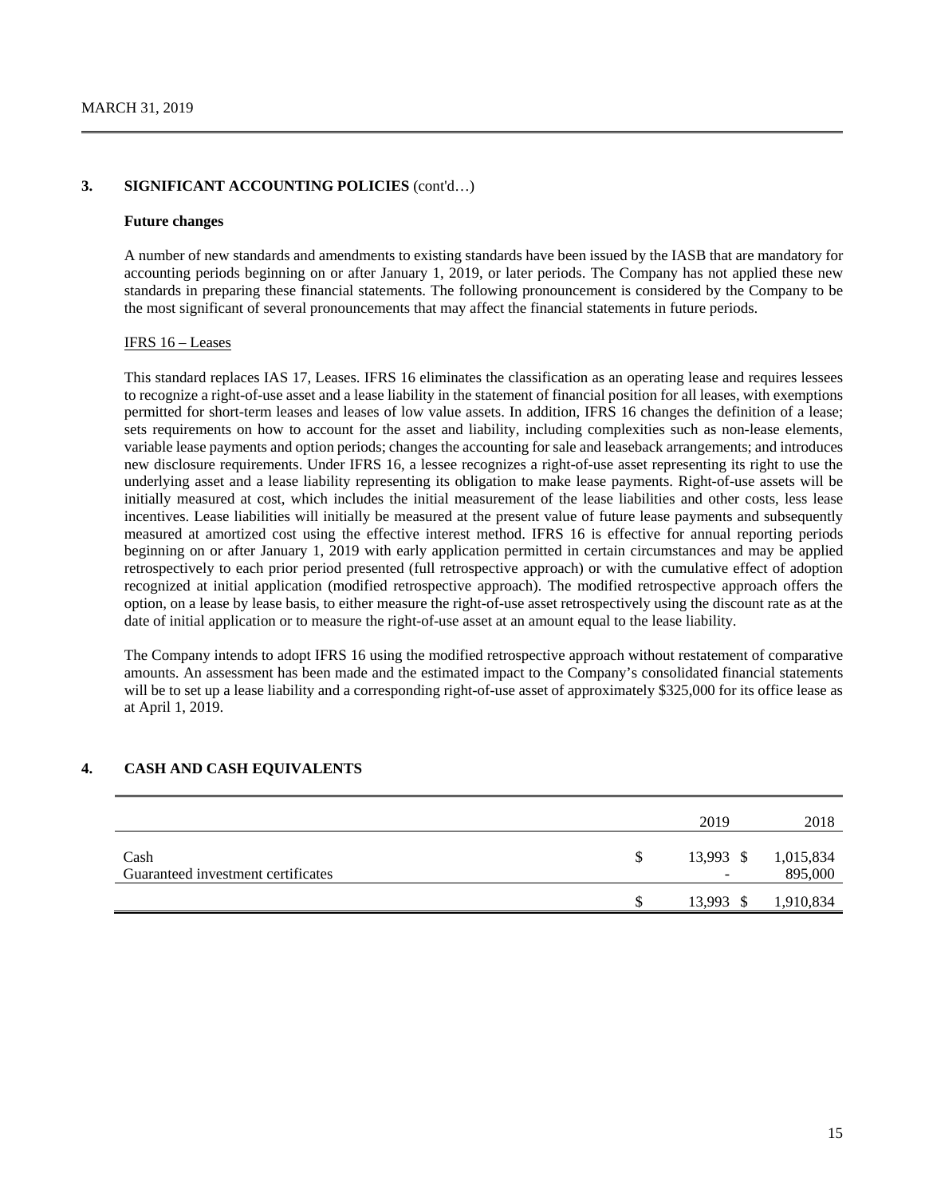## 3. SIGNIFICANT ACCOUNTING POLICIES (cont'd…)

**Future changes**

A number of new standards and amendments to existing standards have been issued by the IASB that are mandatory for accounting periods beginning on or after January 1, 2019, or later periods. The Company has not applied these new standards in preparing these financial statements. The following pronouncement is considered by the Company to be the most significant of several pronouncements that may affect the financial statements in future periods.

IFRS 16 – Leases

This standard replaces IAS 17, Leases. IFRS 16 eliminates the classification as an operating lease and requires lessees to recognize a right-of-use asset and a lease liability in the statement of financial position for all leases, with exemptions permitted for short-term leases and leases of low value assets. In addition, IFRS 16 changes the definition of a lease; sets requirements on how to account for the asset and liability, including complexities such as non-lease elements, variable lease payments and option periods; changes the accounting for sale and leaseback arrangements; and introduces new disclosure requirements. Under IFRS 16, a lessee recognizes a right-of-use asset representing its right to use the underlying asset and a lease liability representing its obligation to make lease payments. Right-of-use assets will be initially measured at cost, which includes the initial measurement of the lease liabilities and other costs, less lease incentives. Lease liabilities will initially be measured at the present value of future lease payments and subsequently measured at amortized cost using the effective interest method. IFRS 16 is effective for annual reporting periods beginning on or after January 1, 2019 with early application permitted in certain circumstances and may be applied retrospectively to each prior period presented (full retrospective approach) or with the cumulative effect of adoption recognized at initial application (modified retrospective approach). The modified retrospective approach offers the option, on a lease by lease basis, to either measure the right-of-use asset retrospectively using the discount rate as at the date of initial application or to measure the right-of-use asset at an amount equal to the lease liability.

The Company intends to adopt IFRS 16 using the modified retrospective approach without restatement of comparative amounts. An assessment has been made and the estimated impact to the Company's consolidated financial statements will be to set up a lease liability and a corresponding right-of-use asset of approximately $325,000 for its office lease as at April 1, 2019.

## 4. CASH AND CASH EQUIVALENTS

| | 2019 | 2018 |
|---|---|---|
| Cash | $ 13,993 | $ 1,015,834 |
| Guaranteed investment certificates | - | 895,000 |
| | $ 13,993 | $ 1,910,834 |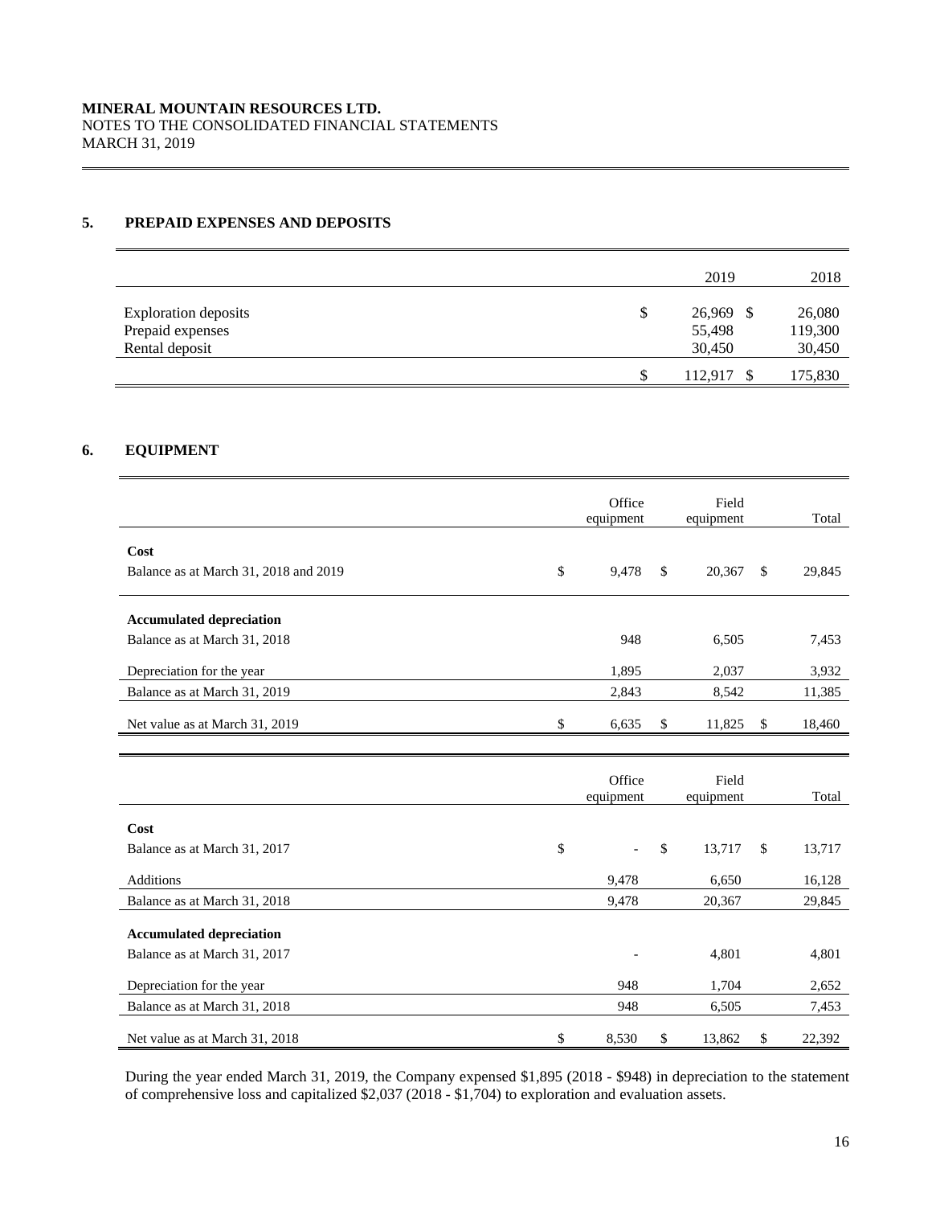## 5. PREPAID EXPENSES AND DEPOSITS

| | 2019 | 2018 |
|---|---|---|
| Exploration deposits | $ 26,969 | $ 26,080 |
| Prepaid expenses | 55,498 | 119,300 |
| Rental deposit | 30,450 | 30,450 |
| | $ 112,917 | $ 175,830 |

## 6. EQUIPMENT

| | Office equipment | Field equipment | Total |
|---|---|---|---|
| **Cost** | | | |
| Balance as at March 31, 2018 and 2019 | $ 9,478 | $ 20,367 | $ 29,845 |
| **Accumulated depreciation** | | | |
| Balance as at March 31, 2018 | 948 | 6,505 | 7,453 |
| Depreciation for the year | 1,895 | 2,037 | 3,932 |
| Balance as at March 31, 2019 | 2,843 | 8,542 | 11,385 |
| Net value as at March 31, 2019 | $ 6,635 | $ 11,825 | $ 18,460 |

| | Office equipment | Field equipment | Total |
|---|---|---|---|
| **Cost** | | | |
| Balance as at March 31, 2017 | $ - | $ 13,717 | $ 13,717 |
| Additions | 9,478 | 6,650 | 16,128 |
| Balance as at March 31, 2018 | 9,478 | 20,367 | 29,845 |
| **Accumulated depreciation** | | | |
| Balance as at March 31, 2017 | - | 4,801 | 4,801 |
| Depreciation for the year | 948 | 1,704 | 2,652 |
| Balance as at March 31, 2018 | 948 | 6,505 | 7,453 |
| Net value as at March 31, 2018 | $ 8,530 | $ 13,862 | $ 22,392 |

During the year ended March 31, 2019, the Company expensed $1,895 (2018 - $948) in depreciation to the statement of comprehensive loss and capitalized $2,037 (2018 - $1,704) to exploration and evaluation assets.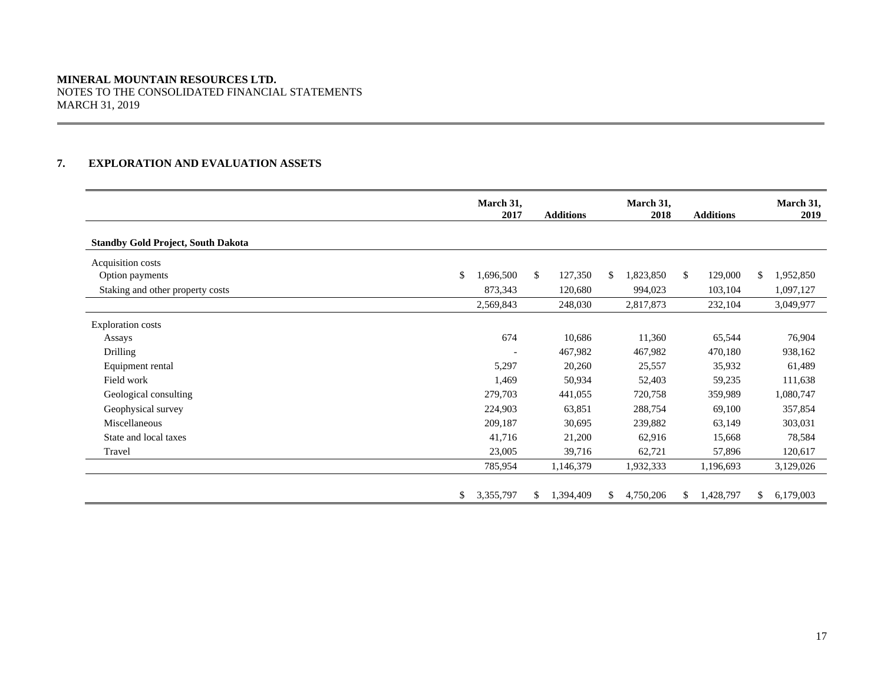**MINERAL MOUNTAIN RESOURCES LTD.**
NOTES TO THE CONSOLIDATED FINANCIAL STATEMENTS
MARCH 31, 2019

## 7. EXPLORATION AND EVALUATION ASSETS

| | March 31, 2017 | Additions | March 31, 2018 | Additions | March 31, 2019 |
|---|---|---|---|---|---|
| **Standby Gold Project, South Dakota** | | | | | |
| Acquisition costs | | | | | |
| Option payments | $ 1,696,500 | $ 127,350 | $ 1,823,850 | $ 129,000 | $ 1,952,850 |
| Staking and other property costs | 873,343 | 120,680 | 994,023 | 103,104 | 1,097,127 |
| | 2,569,843 | 248,030 | 2,817,873 | 232,104 | 3,049,977 |
| Exploration costs | | | | | |
| Assays | 674 | 10,686 | 11,360 | 65,544 | 76,904 |
| Drilling | - | 467,982 | 467,982 | 470,180 | 938,162 |
| Equipment rental | 5,297 | 20,260 | 25,557 | 35,932 | 61,489 |
| Field work | 1,469 | 50,934 | 52,403 | 59,235 | 111,638 |
| Geological consulting | 279,703 | 441,055 | 720,758 | 359,989 | 1,080,747 |
| Geophysical survey | 224,903 | 63,851 | 288,754 | 69,100 | 357,854 |
| Miscellaneous | 209,187 | 30,695 | 239,882 | 63,149 | 303,031 |
| State and local taxes | 41,716 | 21,200 | 62,916 | 15,668 | 78,584 |
| Travel | 23,005 | 39,716 | 62,721 | 57,896 | 120,617 |
| | 785,954 | 1,146,379 | 1,932,333 | 1,196,693 | 3,129,026 |
| | $ 3,355,797 | $ 1,394,409 | $ 4,750,206 | $ 1,428,797 | $ 6,179,003 |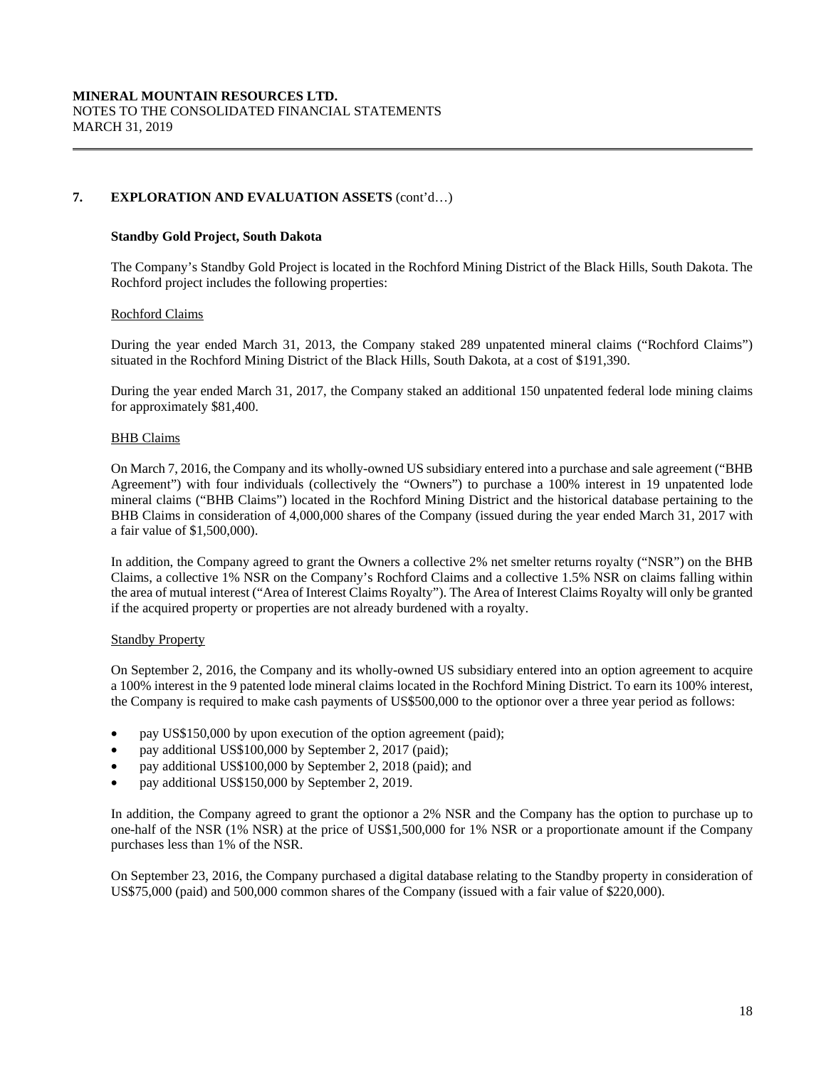## 7. EXPLORATION AND EVALUATION ASSETS (cont'd…)

### Standby Gold Project, South Dakota

The Company's Standby Gold Project is located in the Rochford Mining District of the Black Hills, South Dakota. The Rochford project includes the following properties:

Rochford Claims

During the year ended March 31, 2013, the Company staked 289 unpatented mineral claims ("Rochford Claims") situated in the Rochford Mining District of the Black Hills, South Dakota, at a cost of $191,390.

During the year ended March 31, 2017, the Company staked an additional 150 unpatented federal lode mining claims for approximately $81,400.

BHB Claims

On March 7, 2016, the Company and its wholly-owned US subsidiary entered into a purchase and sale agreement ("BHB Agreement") with four individuals (collectively the "Owners") to purchase a 100% interest in 19 unpatented lode mineral claims ("BHB Claims") located in the Rochford Mining District and the historical database pertaining to the BHB Claims in consideration of 4,000,000 shares of the Company (issued during the year ended March 31, 2017 with a fair value of $1,500,000).

In addition, the Company agreed to grant the Owners a collective 2% net smelter returns royalty ("NSR") on the BHB Claims, a collective 1% NSR on the Company's Rochford Claims and a collective 1.5% NSR on claims falling within the area of mutual interest ("Area of Interest Claims Royalty"). The Area of Interest Claims Royalty will only be granted if the acquired property or properties are not already burdened with a royalty.

Standby Property

On September 2, 2016, the Company and its wholly-owned US subsidiary entered into an option agreement to acquire a 100% interest in the 9 patented lode mineral claims located in the Rochford Mining District. To earn its 100% interest, the Company is required to make cash payments of US$500,000 to the optionor over a three year period as follows:

- pay US$150,000 by upon execution of the option agreement (paid);
- pay additional US$100,000 by September 2, 2017 (paid);
- pay additional US$100,000 by September 2, 2018 (paid); and
- pay additional US$150,000 by September 2, 2019.

In addition, the Company agreed to grant the optionor a 2% NSR and the Company has the option to purchase up to one-half of the NSR (1% NSR) at the price of US$1,500,000 for 1% NSR or a proportionate amount if the Company purchases less than 1% of the NSR.

On September 23, 2016, the Company purchased a digital database relating to the Standby property in consideration of US$75,000 (paid) and 500,000 common shares of the Company (issued with a fair value of $220,000).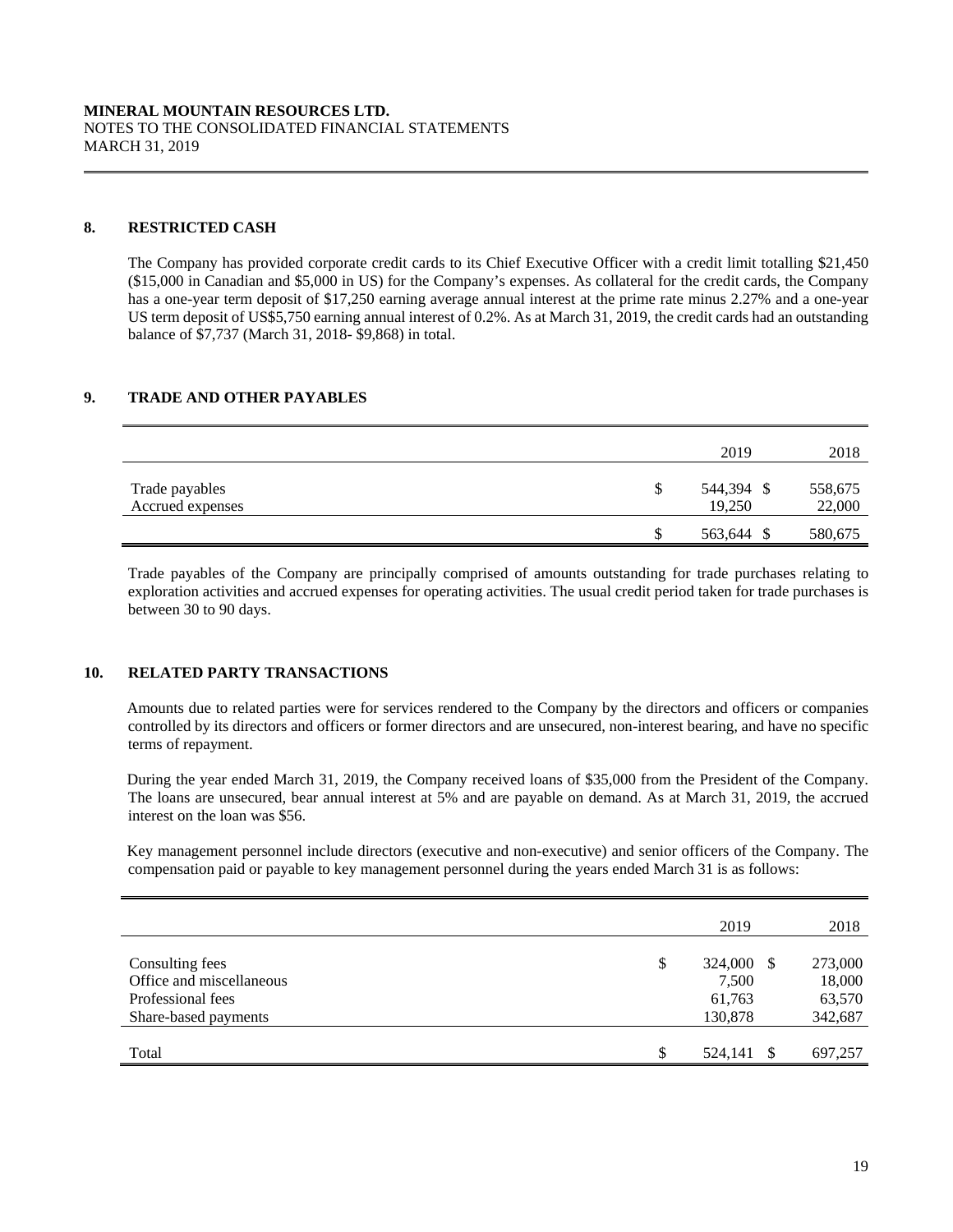**MINERAL MOUNTAIN RESOURCES LTD.**
NOTES TO THE CONSOLIDATED FINANCIAL STATEMENTS
MARCH 31, 2019

## 8. RESTRICTED CASH

The Company has provided corporate credit cards to its Chief Executive Officer with a credit limit totalling $21,450 ($15,000 in Canadian and $5,000 in US) for the Company's expenses. As collateral for the credit cards, the Company has a one-year term deposit of $17,250 earning average annual interest at the prime rate minus 2.27% and a one-year US term deposit of US$5,750 earning annual interest of 0.2%. As at March 31, 2019, the credit cards had an outstanding balance of $7,737 (March 31, 2018- $9,868) in total.

## 9. TRADE AND OTHER PAYABLES

| | | 2019 | | 2018 |
|---|---|---|---|---|
| Trade payables | $ | 544,394 | $ | 558,675 |
| Accrued expenses | | 19,250 | | 22,000 |
| | $ | 563,644 | $ | 580,675 |

Trade payables of the Company are principally comprised of amounts outstanding for trade purchases relating to exploration activities and accrued expenses for operating activities. The usual credit period taken for trade purchases is between 30 to 90 days.

## 10. RELATED PARTY TRANSACTIONS

Amounts due to related parties were for services rendered to the Company by the directors and officers or companies controlled by its directors and officers or former directors and are unsecured, non-interest bearing, and have no specific terms of repayment.

During the year ended March 31, 2019, the Company received loans of $35,000 from the President of the Company. The loans are unsecured, bear annual interest at 5% and are payable on demand. As at March 31, 2019, the accrued interest on the loan was $56.

Key management personnel include directors (executive and non-executive) and senior officers of the Company. The compensation paid or payable to key management personnel during the years ended March 31 is as follows:

| | | 2019 | | 2018 |
|---|---|---|---|---|
| Consulting fees | $ | 324,000 | $ | 273,000 |
| Office and miscellaneous | | 7,500 | | 18,000 |
| Professional fees | | 61,763 | | 63,570 |
| Share-based payments | | 130,878 | | 342,687 |
| Total | $ | 524,141 | $ | 697,257 |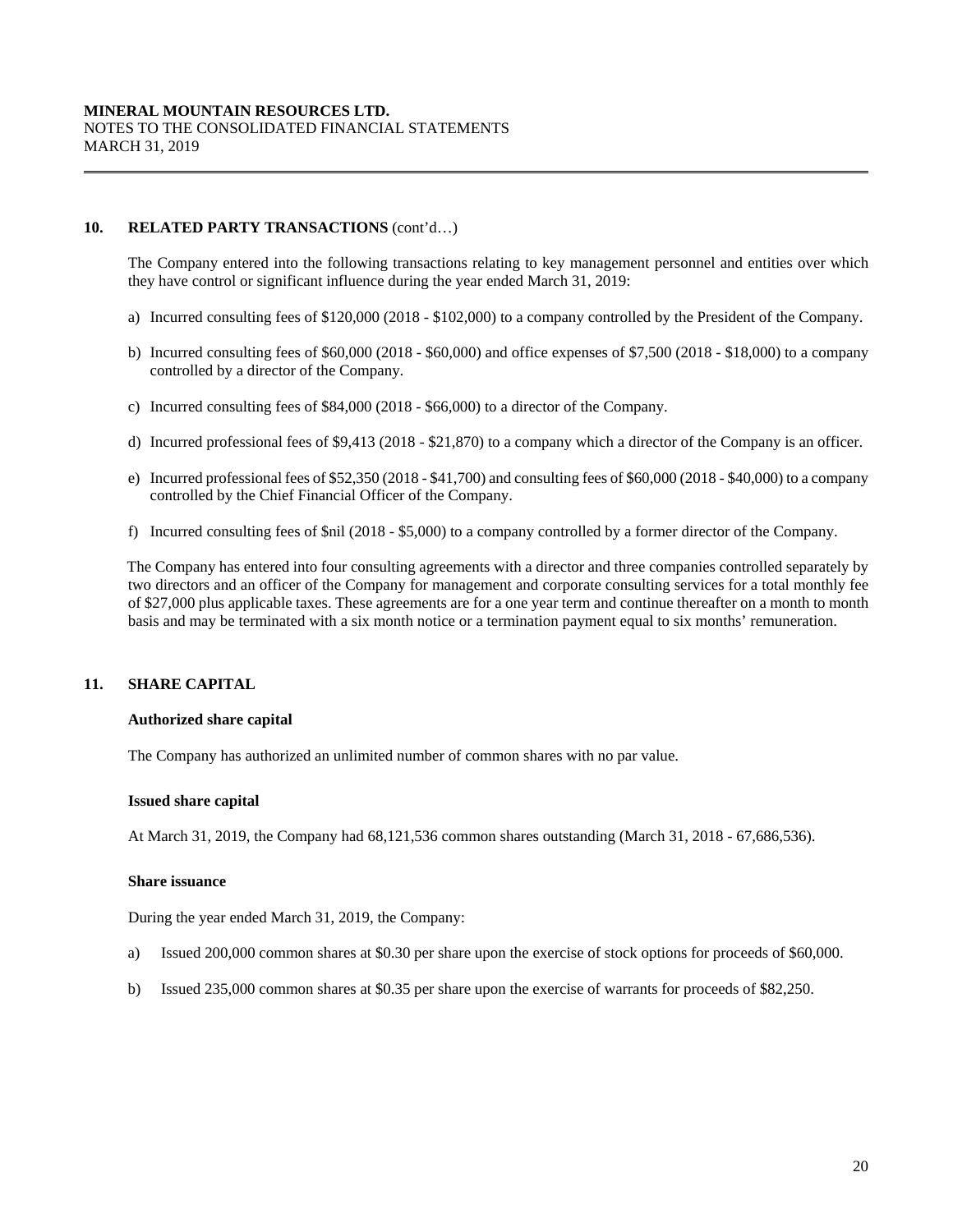## 10. RELATED PARTY TRANSACTIONS (cont'd…)

The Company entered into the following transactions relating to key management personnel and entities over which they have control or significant influence during the year ended March 31, 2019:

a) Incurred consulting fees of $120,000 (2018 - $102,000) to a company controlled by the President of the Company.

b) Incurred consulting fees of $60,000 (2018 - $60,000) and office expenses of $7,500 (2018 - $18,000) to a company controlled by a director of the Company.

c) Incurred consulting fees of $84,000 (2018 - $66,000) to a director of the Company.

d) Incurred professional fees of $9,413 (2018 - $21,870) to a company which a director of the Company is an officer.

e) Incurred professional fees of $52,350 (2018 - $41,700) and consulting fees of $60,000 (2018 - $40,000) to a company controlled by the Chief Financial Officer of the Company.

f) Incurred consulting fees of $nil (2018 - $5,000) to a company controlled by a former director of the Company.

The Company has entered into four consulting agreements with a director and three companies controlled separately by two directors and an officer of the Company for management and corporate consulting services for a total monthly fee of $27,000 plus applicable taxes. These agreements are for a one year term and continue thereafter on a month to month basis and may be terminated with a six month notice or a termination payment equal to six months' remuneration.

## 11. SHARE CAPITAL

**Authorized share capital**

The Company has authorized an unlimited number of common shares with no par value.

**Issued share capital**

At March 31, 2019, the Company had 68,121,536 common shares outstanding (March 31, 2018 - 67,686,536).

**Share issuance**

During the year ended March 31, 2019, the Company:

a) Issued 200,000 common shares at $0.30 per share upon the exercise of stock options for proceeds of $60,000.

b) Issued 235,000 common shares at $0.35 per share upon the exercise of warrants for proceeds of $82,250.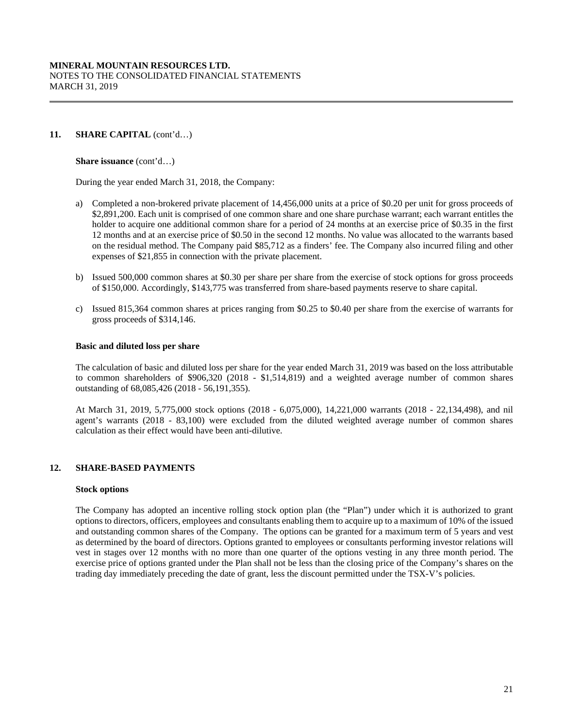## 11. SHARE CAPITAL (cont'd…)

**Share issuance** (cont'd…)

During the year ended March 31, 2018, the Company:

a) Completed a non-brokered private placement of 14,456,000 units at a price of $0.20 per unit for gross proceeds of $2,891,200. Each unit is comprised of one common share and one share purchase warrant; each warrant entitles the holder to acquire one additional common share for a period of 24 months at an exercise price of $0.35 in the first 12 months and at an exercise price of $0.50 in the second 12 months. No value was allocated to the warrants based on the residual method. The Company paid $85,712 as a finders' fee. The Company also incurred filing and other expenses of $21,855 in connection with the private placement.

b) Issued 500,000 common shares at $0.30 per share per share from the exercise of stock options for gross proceeds of $150,000. Accordingly, $143,775 was transferred from share-based payments reserve to share capital.

c) Issued 815,364 common shares at prices ranging from $0.25 to $0.40 per share from the exercise of warrants for gross proceeds of $314,146.

**Basic and diluted loss per share**

The calculation of basic and diluted loss per share for the year ended March 31, 2019 was based on the loss attributable to common shareholders of $906,320 (2018 - $1,514,819) and a weighted average number of common shares outstanding of 68,085,426 (2018 - 56,191,355).

At March 31, 2019, 5,775,000 stock options (2018 - 6,075,000), 14,221,000 warrants (2018 - 22,134,498), and nil agent's warrants (2018 - 83,100) were excluded from the diluted weighted average number of common shares calculation as their effect would have been anti-dilutive.

## 12. SHARE-BASED PAYMENTS

**Stock options**

The Company has adopted an incentive rolling stock option plan (the "Plan") under which it is authorized to grant options to directors, officers, employees and consultants enabling them to acquire up to a maximum of 10% of the issued and outstanding common shares of the Company. The options can be granted for a maximum term of 5 years and vest as determined by the board of directors. Options granted to employees or consultants performing investor relations will vest in stages over 12 months with no more than one quarter of the options vesting in any three month period. The exercise price of options granted under the Plan shall not be less than the closing price of the Company's shares on the trading day immediately preceding the date of grant, less the discount permitted under the TSX-V's policies.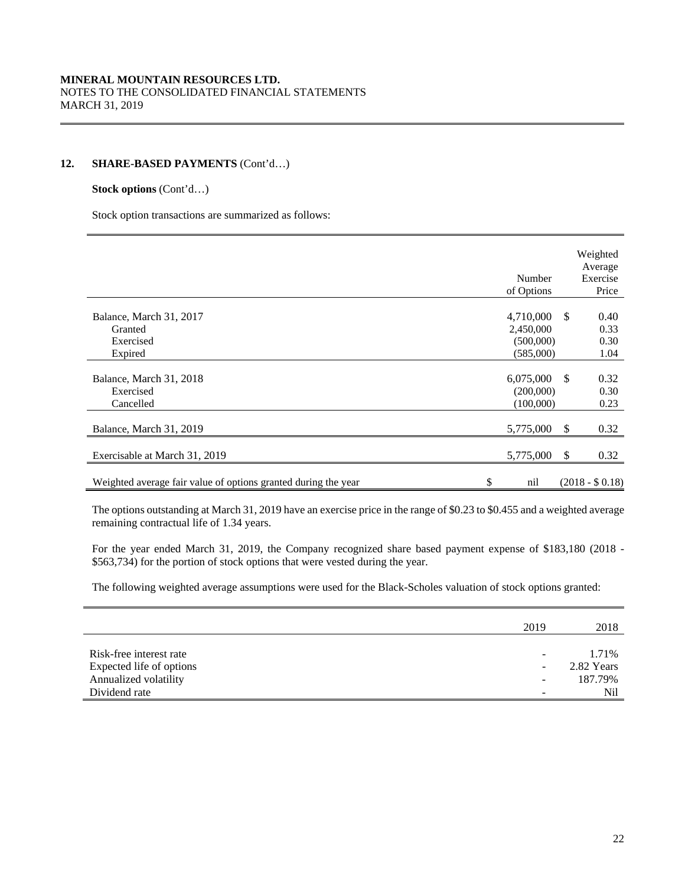**MINERAL MOUNTAIN RESOURCES LTD.**
NOTES TO THE CONSOLIDATED FINANCIAL STATEMENTS
MARCH 31, 2019

## 12. SHARE-BASED PAYMENTS (Cont'd…)

**Stock options** (Cont'd…)

Stock option transactions are summarized as follows:

| | Number of Options | Weighted Average Exercise Price |
|---|---|---|
| Balance, March 31, 2017 | 4,710,000 | $ 0.40 |
| Granted | 2,450,000 | 0.33 |
| Exercised | (500,000) | 0.30 |
| Expired | (585,000) | 1.04 |
| Balance, March 31, 2018 | 6,075,000 | $ 0.32 |
| Exercised | (200,000) | 0.30 |
| Cancelled | (100,000) | 0.23 |
| Balance, March 31, 2019 | 5,775,000 | $ 0.32 |
| Exercisable at March 31, 2019 | 5,775,000 | $ 0.32 |
| Weighted average fair value of options granted during the year | $ nil | (2018 - $ 0.18) |

The options outstanding at March 31, 2019 have an exercise price in the range of $0.23 to $0.455 and a weighted average remaining contractual life of 1.34 years.

For the year ended March 31, 2019, the Company recognized share based payment expense of $183,180 (2018 - $563,734) for the portion of stock options that were vested during the year.

The following weighted average assumptions were used for the Black-Scholes valuation of stock options granted:

| | 2019 | 2018 |
|---|---|---|
| Risk-free interest rate | - | 1.71% |
| Expected life of options | - | 2.82 Years |
| Annualized volatility | - | 187.79% |
| Dividend rate | - | Nil |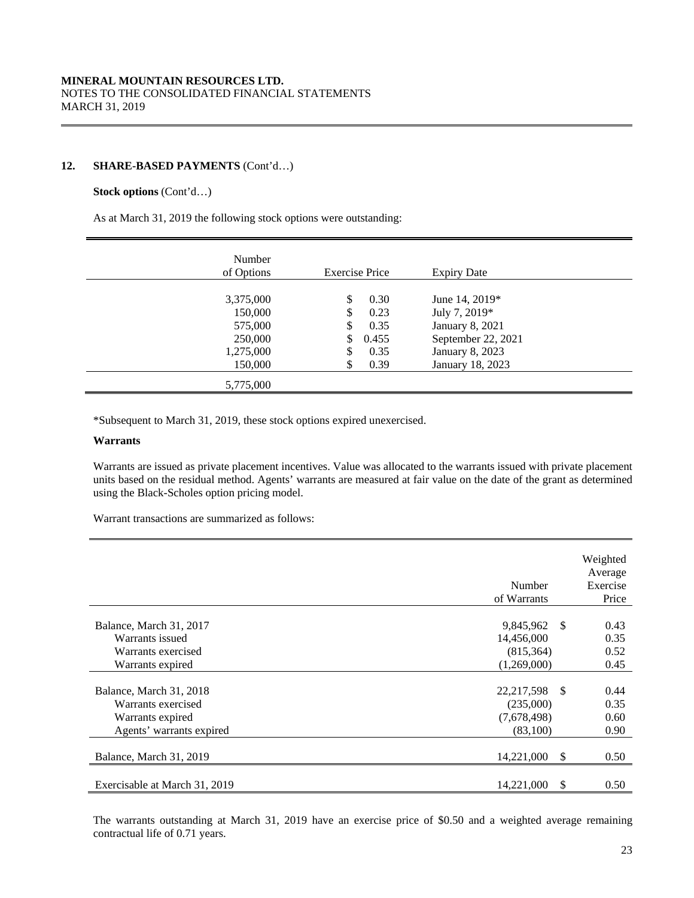## 12. SHARE-BASED PAYMENTS (Cont'd…)

**Stock options** (Cont'd…)

As at March 31, 2019 the following stock options were outstanding:

| Number of Options | Exercise Price | Expiry Date |
|---|---|---|
| 3,375,000 | $ 0.30 | June 14, 2019* |
| 150,000 | $ 0.23 | July 7, 2019* |
| 575,000 | $ 0.35 | January 8, 2021 |
| 250,000 | $ 0.455 | September 22, 2021 |
| 1,275,000 | $ 0.35 | January 8, 2023 |
| 150,000 | $ 0.39 | January 18, 2023 |
| 5,775,000 | | |

*Subsequent to March 31, 2019, these stock options expired unexercised.

**Warrants**

Warrants are issued as private placement incentives. Value was allocated to the warrants issued with private placement units based on the residual method. Agents' warrants are measured at fair value on the date of the grant as determined using the Black-Scholes option pricing model.

Warrant transactions are summarized as follows:

| | Number of Warrants | Weighted Average Exercise Price |
|---|---|---|
| Balance, March 31, 2017 | 9,845,962 | $ 0.43 |
| Warrants issued | 14,456,000 | 0.35 |
| Warrants exercised | (815,364) | 0.52 |
| Warrants expired | (1,269,000) | 0.45 |
| Balance, March 31, 2018 | 22,217,598 | $ 0.44 |
| Warrants exercised | (235,000) | 0.35 |
| Warrants expired | (7,678,498) | 0.60 |
| Agents' warrants expired | (83,100) | 0.90 |
| Balance, March 31, 2019 | 14,221,000 | $ 0.50 |
| Exercisable at March 31, 2019 | 14,221,000 | $ 0.50 |

The warrants outstanding at March 31, 2019 have an exercise price of $0.50 and a weighted average remaining contractual life of 0.71 years.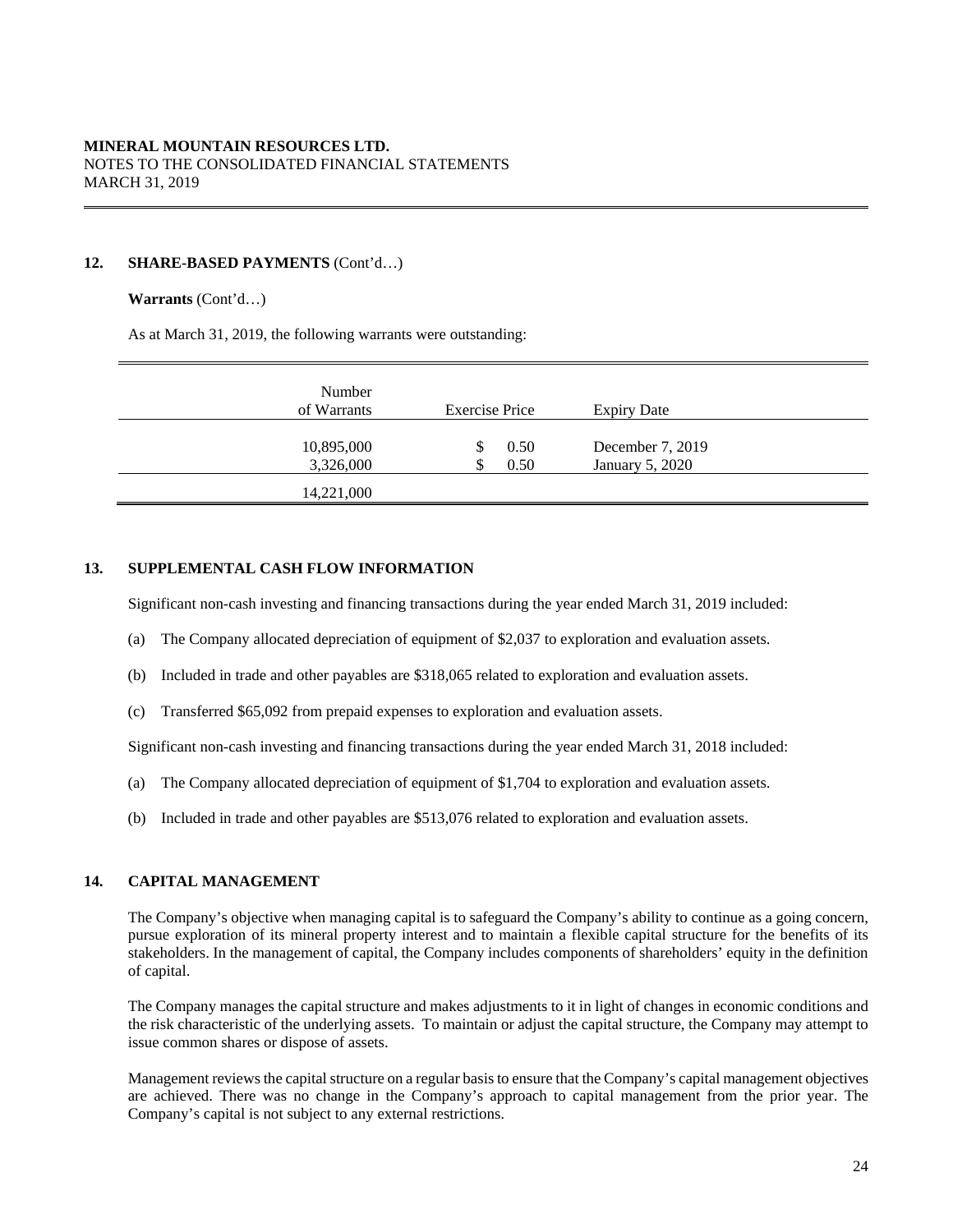**MINERAL MOUNTAIN RESOURCES LTD.**
NOTES TO THE CONSOLIDATED FINANCIAL STATEMENTS
MARCH 31, 2019

## 12. SHARE-BASED PAYMENTS (Cont'd…)

**Warrants** (Cont'd…)

As at March 31, 2019, the following warrants were outstanding:

| Number of Warrants | Exercise Price | Expiry Date |
|---|---|---|
| 10,895,000 | $ 0.50 | December 7, 2019 |
| 3,326,000 | $ 0.50 | January 5, 2020 |
| 14,221,000 | | |

## 13. SUPPLEMENTAL CASH FLOW INFORMATION

Significant non-cash investing and financing transactions during the year ended March 31, 2019 included:

(a) The Company allocated depreciation of equipment of $2,037 to exploration and evaluation assets.

(b) Included in trade and other payables are $318,065 related to exploration and evaluation assets.

(c) Transferred $65,092 from prepaid expenses to exploration and evaluation assets.

Significant non-cash investing and financing transactions during the year ended March 31, 2018 included:

(a) The Company allocated depreciation of equipment of $1,704 to exploration and evaluation assets.

(b) Included in trade and other payables are $513,076 related to exploration and evaluation assets.

## 14. CAPITAL MANAGEMENT

The Company's objective when managing capital is to safeguard the Company's ability to continue as a going concern, pursue exploration of its mineral property interest and to maintain a flexible capital structure for the benefits of its stakeholders. In the management of capital, the Company includes components of shareholders' equity in the definition of capital.

The Company manages the capital structure and makes adjustments to it in light of changes in economic conditions and the risk characteristic of the underlying assets. To maintain or adjust the capital structure, the Company may attempt to issue common shares or dispose of assets.

Management reviews the capital structure on a regular basis to ensure that the Company's capital management objectives are achieved. There was no change in the Company's approach to capital management from the prior year. The Company's capital is not subject to any external restrictions.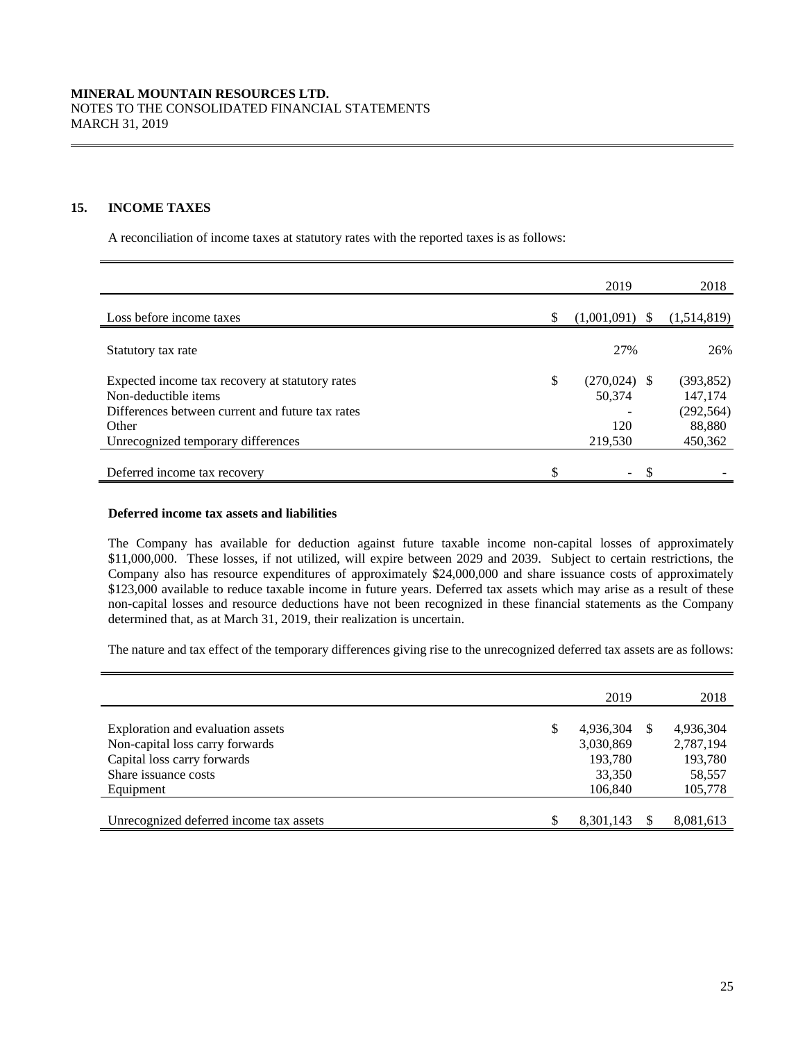MINERAL MOUNTAIN RESOURCES LTD.
NOTES TO THE CONSOLIDATED FINANCIAL STATEMENTS
MARCH 31, 2019

## 15. INCOME TAXES

A reconciliation of income taxes at statutory rates with the reported taxes is as follows:

| | 2019 | 2018 |
|---|---|---|
| Loss before income taxes | $ (1,001,091) | $ (1,514,819) |
| Statutory tax rate | 27% | 26% |
| Expected income tax recovery at statutory rates | $ (270,024) | $ (393,852) |
| Non-deductible items | 50,374 | 147,174 |
| Differences between current and future tax rates | - | (292,564) |
| Other | 120 | 88,880 |
| Unrecognized temporary differences | 219,530 | 450,362 |
| Deferred income tax recovery | $ - | $ - |

**Deferred income tax assets and liabilities**

The Company has available for deduction against future taxable income non-capital losses of approximately \$11,000,000. These losses, if not utilized, will expire between 2029 and 2039. Subject to certain restrictions, the Company also has resource expenditures of approximately \$24,000,000 and share issuance costs of approximately \$123,000 available to reduce taxable income in future years. Deferred tax assets which may arise as a result of these non-capital losses and resource deductions have not been recognized in these financial statements as the Company determined that, as at March 31, 2019, their realization is uncertain.

The nature and tax effect of the temporary differences giving rise to the unrecognized deferred tax assets are as follows:

| | 2019 | 2018 |
|---|---|---|
| Exploration and evaluation assets | $ 4,936,304 | $ 4,936,304 |
| Non-capital loss carry forwards | 3,030,869 | 2,787,194 |
| Capital loss carry forwards | 193,780 | 193,780 |
| Share issuance costs | 33,350 | 58,557 |
| Equipment | 106,840 | 105,778 |
| Unrecognized deferred income tax assets | $ 8,301,143 | $ 8,081,613 |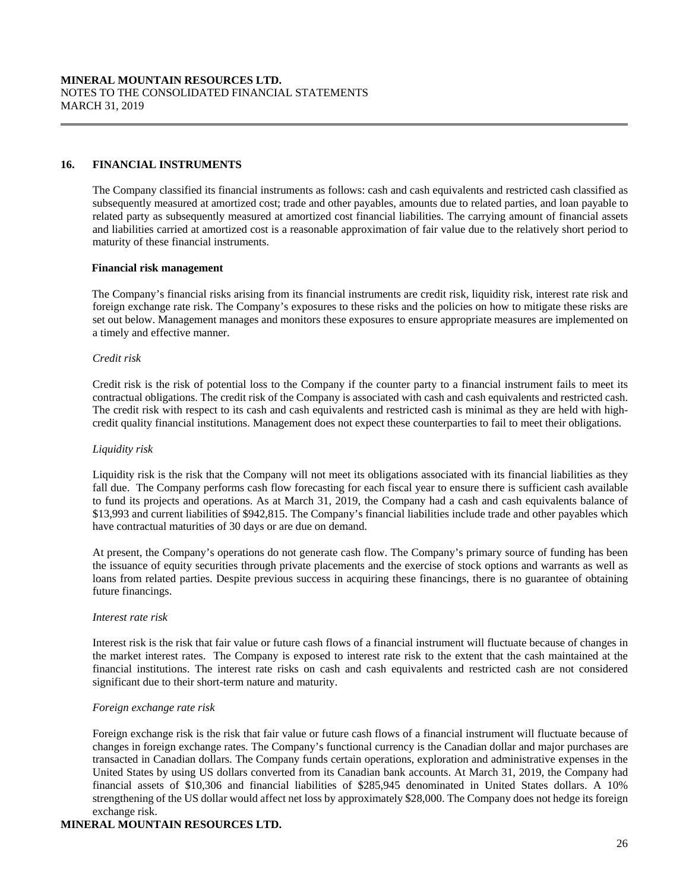## 16. FINANCIAL INSTRUMENTS

The Company classified its financial instruments as follows: cash and cash equivalents and restricted cash classified as subsequently measured at amortized cost; trade and other payables, amounts due to related parties, and loan payable to related party as subsequently measured at amortized cost financial liabilities. The carrying amount of financial assets and liabilities carried at amortized cost is a reasonable approximation of fair value due to the relatively short period to maturity of these financial instruments.

### Financial risk management

The Company's financial risks arising from its financial instruments are credit risk, liquidity risk, interest rate risk and foreign exchange rate risk. The Company's exposures to these risks and the policies on how to mitigate these risks are set out below. Management manages and monitors these exposures to ensure appropriate measures are implemented on a timely and effective manner.

*Credit risk*

Credit risk is the risk of potential loss to the Company if the counter party to a financial instrument fails to meet its contractual obligations. The credit risk of the Company is associated with cash and cash equivalents and restricted cash. The credit risk with respect to its cash and cash equivalents and restricted cash is minimal as they are held with high-credit quality financial institutions. Management does not expect these counterparties to fail to meet their obligations.

*Liquidity risk*

Liquidity risk is the risk that the Company will not meet its obligations associated with its financial liabilities as they fall due. The Company performs cash flow forecasting for each fiscal year to ensure there is sufficient cash available to fund its projects and operations. As at March 31, 2019, the Company had a cash and cash equivalents balance of $13,993 and current liabilities of $942,815. The Company's financial liabilities include trade and other payables which have contractual maturities of 30 days or are due on demand.

At present, the Company's operations do not generate cash flow. The Company's primary source of funding has been the issuance of equity securities through private placements and the exercise of stock options and warrants as well as loans from related parties. Despite previous success in acquiring these financings, there is no guarantee of obtaining future financings.

*Interest rate risk*

Interest risk is the risk that fair value or future cash flows of a financial instrument will fluctuate because of changes in the market interest rates. The Company is exposed to interest rate risk to the extent that the cash maintained at the financial institutions. The interest rate risks on cash and cash equivalents and restricted cash are not considered significant due to their short-term nature and maturity.

*Foreign exchange rate risk*

Foreign exchange risk is the risk that fair value or future cash flows of a financial instrument will fluctuate because of changes in foreign exchange rates. The Company's functional currency is the Canadian dollar and major purchases are transacted in Canadian dollars. The Company funds certain operations, exploration and administrative expenses in the United States by using US dollars converted from its Canadian bank accounts. At March 31, 2019, the Company had financial assets of $10,306 and financial liabilities of $285,945 denominated in United States dollars. A 10% strengthening of the US dollar would affect net loss by approximately $28,000. The Company does not hedge its foreign exchange risk.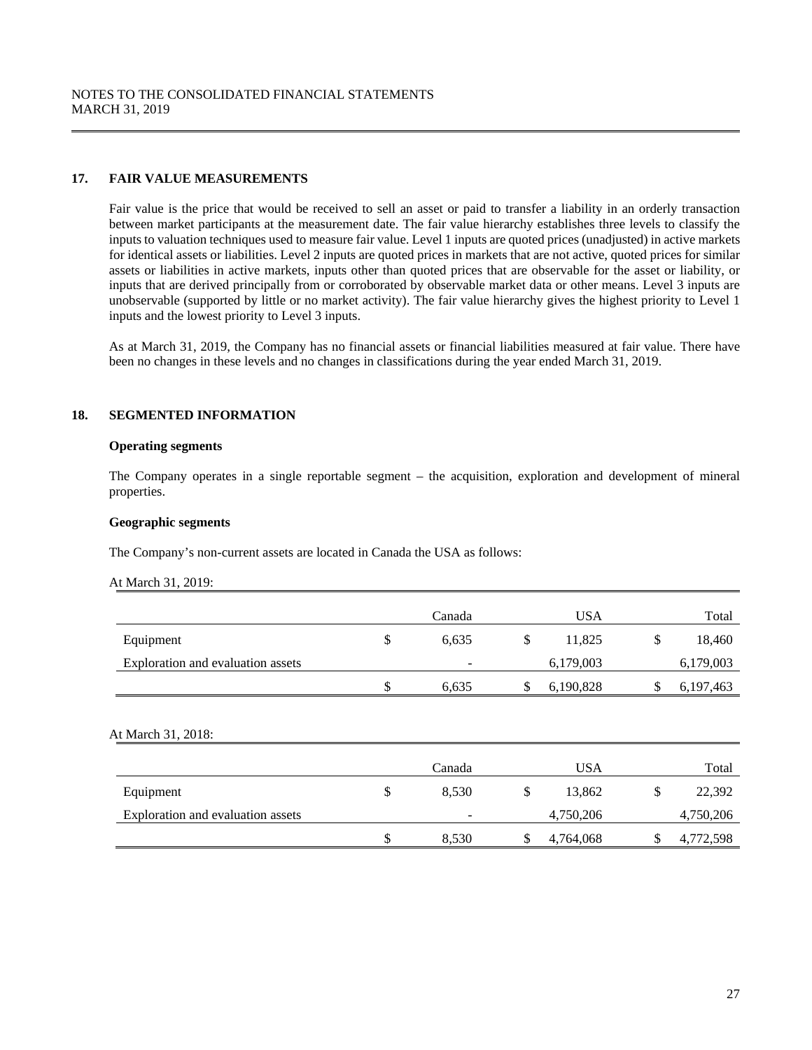## 17. FAIR VALUE MEASUREMENTS

Fair value is the price that would be received to sell an asset or paid to transfer a liability in an orderly transaction between market participants at the measurement date. The fair value hierarchy establishes three levels to classify the inputs to valuation techniques used to measure fair value. Level 1 inputs are quoted prices (unadjusted) in active markets for identical assets or liabilities. Level 2 inputs are quoted prices in markets that are not active, quoted prices for similar assets or liabilities in active markets, inputs other than quoted prices that are observable for the asset or liability, or inputs that are derived principally from or corroborated by observable market data or other means. Level 3 inputs are unobservable (supported by little or no market activity). The fair value hierarchy gives the highest priority to Level 1 inputs and the lowest priority to Level 3 inputs.

As at March 31, 2019, the Company has no financial assets or financial liabilities measured at fair value. There have been no changes in these levels and no changes in classifications during the year ended March 31, 2019.

## 18. SEGMENTED INFORMATION

**Operating segments**

The Company operates in a single reportable segment – the acquisition, exploration and development of mineral properties.

**Geographic segments**

The Company's non-current assets are located in Canada the USA as follows:

At March 31, 2019:

| | Canada | USA | Total |
|---|---|---|---|
| Equipment | $ 6,635 | $ 11,825 | $ 18,460 |
| Exploration and evaluation assets | - | 6,179,003 | 6,179,003 |
| | $ 6,635 | $ 6,190,828 | $ 6,197,463 |

At March 31, 2018:

| | Canada | USA | Total |
|---|---|---|---|
| Equipment | $ 8,530 | $ 13,862 | $ 22,392 |
| Exploration and evaluation assets | - | 4,750,206 | 4,750,206 |
| | $ 8,530 | $ 4,764,068 | $ 4,772,598 |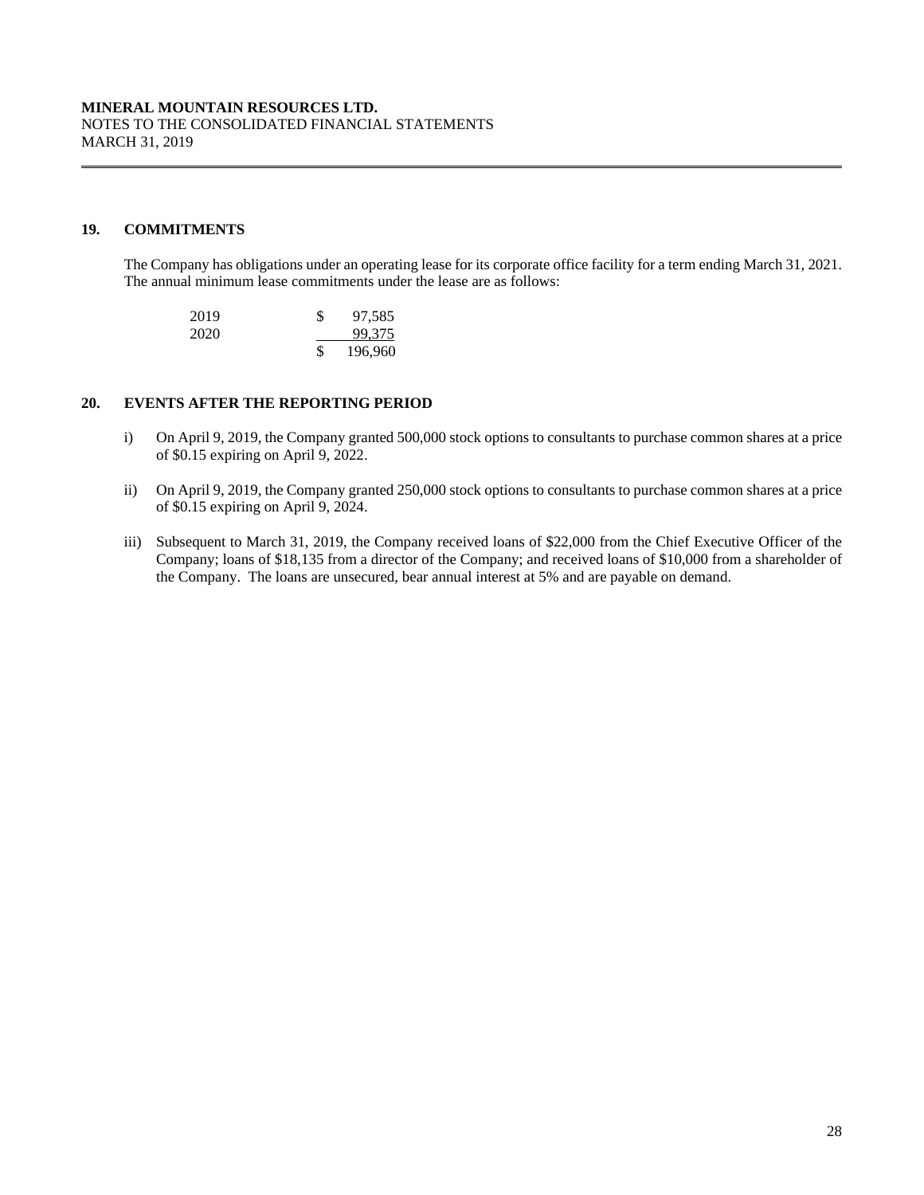**MINERAL MOUNTAIN RESOURCES LTD.**
NOTES TO THE CONSOLIDATED FINANCIAL STATEMENTS
MARCH 31, 2019

## 19. COMMITMENTS

The Company has obligations under an operating lease for its corporate office facility for a term ending March 31, 2021. The annual minimum lease commitments under the lease are as follows:

| | | |
|---|---|---|
| 2019 | $ | 97,585 |
| 2020 | | 99,375 |
| | $ | 196,960 |

## 20. EVENTS AFTER THE REPORTING PERIOD

i) On April 9, 2019, the Company granted 500,000 stock options to consultants to purchase common shares at a price of $0.15 expiring on April 9, 2022.

ii) On April 9, 2019, the Company granted 250,000 stock options to consultants to purchase common shares at a price of $0.15 expiring on April 9, 2024.

iii) Subsequent to March 31, 2019, the Company received loans of $22,000 from the Chief Executive Officer of the Company; loans of $18,135 from a director of the Company; and received loans of $10,000 from a shareholder of the Company. The loans are unsecured, bear annual interest at 5% and are payable on demand.